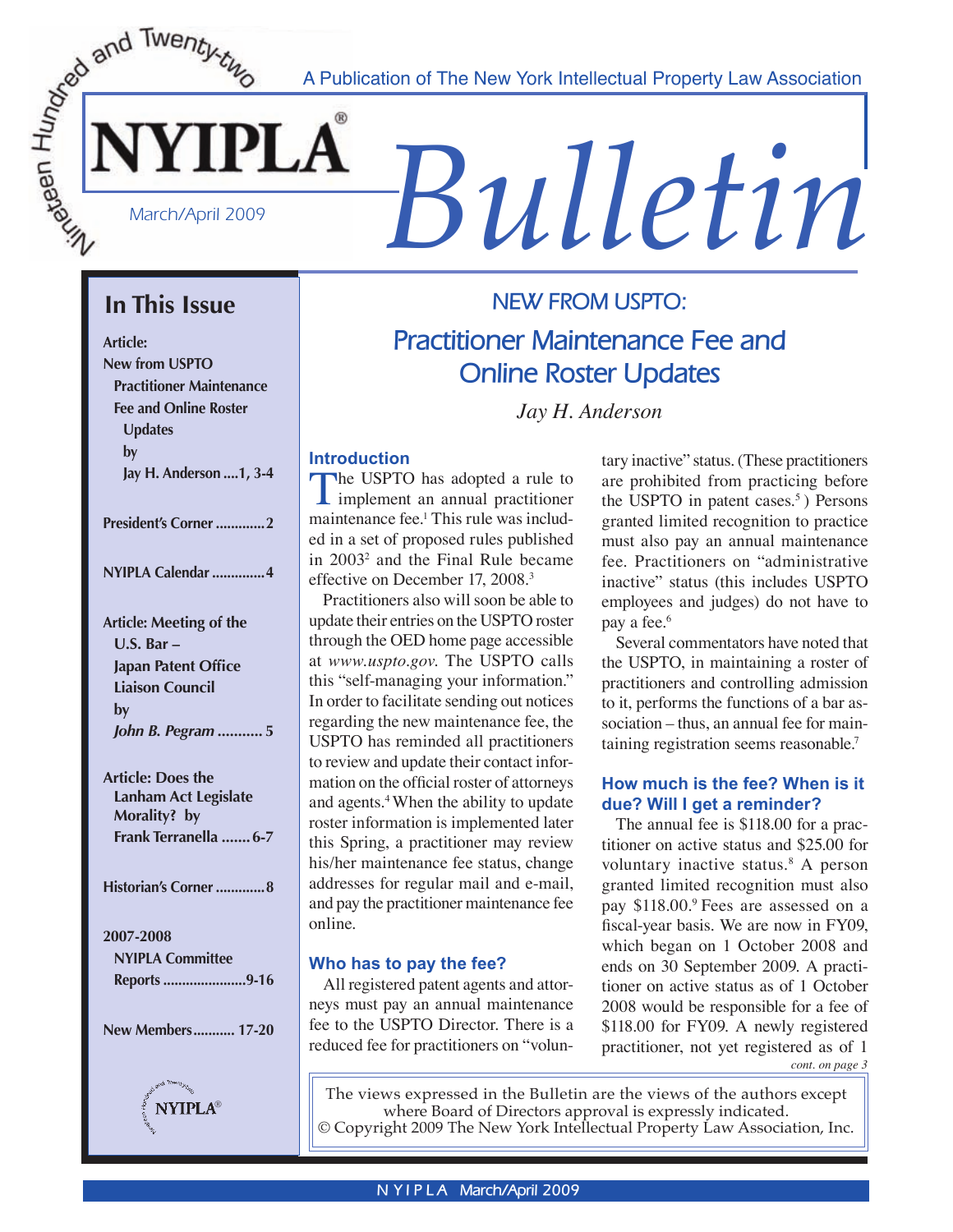A Publication of The New York Intellectual Property Law Association

# NYIPLA® Bulletin

March/April 2009

## In This Issue

**Article:**
**New from USPTO Practitioner Maintenance Fee and Online Roster Updates by Jay H. Anderson ....1, 3-4**

**President's Corner ............2**

**NYIPLA Calendar .............4**

**Article: Meeting of the U.S. Bar – Japan Patent Office Liaison Council by *John B. Pegram* ........... 5**

**Article: Does the Lanham Act Legislate Morality? by Frank Terranella ....... 6-7**

**Historian's Corner .............8**

**2007-2008 NYIPLA Committee Reports .....................9-16**

**New Members........... 17-20**

## NEW FROM USPTO: Practitioner Maintenance Fee and Online Roster Updates

*Jay H. Anderson*

### Introduction

The USPTO has adopted a rule to implement an annual practitioner maintenance fee.[1] This rule was included in a set of proposed rules published in 2003[2] and the Final Rule became effective on December 17, 2008.[3]

Practitioners also will soon be able to update their entries on the USPTO roster through the OED home page accessible at *www.uspto.gov*. The USPTO calls this "self-managing your information." In order to facilitate sending out notices regarding the new maintenance fee, the USPTO has reminded all practitioners to review and update their contact information on the official roster of attorneys and agents.[4] When the ability to update roster information is implemented later this Spring, a practitioner may review his/her maintenance fee status, change addresses for regular mail and e-mail, and pay the practitioner maintenance fee online.

### Who has to pay the fee?

All registered patent agents and attorneys must pay an annual maintenance fee to the USPTO Director. There is a reduced fee for practitioners on "voluntary inactive" status. (These practitioners are prohibited from practicing before the USPTO in patent cases.[5] ) Persons granted limited recognition to practice must also pay an annual maintenance fee. Practitioners on "administrative inactive" status (this includes USPTO employees and judges) do not have to pay a fee.[6]

Several commentators have noted that the USPTO, in maintaining a roster of practitioners and controlling admission to it, performs the functions of a bar association – thus, an annual fee for maintaining registration seems reasonable.[7]

### How much is the fee? When is it due? Will I get a reminder?

The annual fee is $118.00 for a practitioner on active status and $25.00 for voluntary inactive status.[8] A person granted limited recognition must also pay $118.00.[9] Fees are assessed on a fiscal-year basis. We are now in FY09, which began on 1 October 2008 and ends on 30 September 2009. A practitioner on active status as of 1 October 2008 would be responsible for a fee of $118.00 for FY09. A newly registered practitioner, not yet registered as of 1

*cont. on page 3*

The views expressed in the Bulletin are the views of the authors except where Board of Directors approval is expressly indicated.
© Copyright 2009 The New York Intellectual Property Law Association, Inc.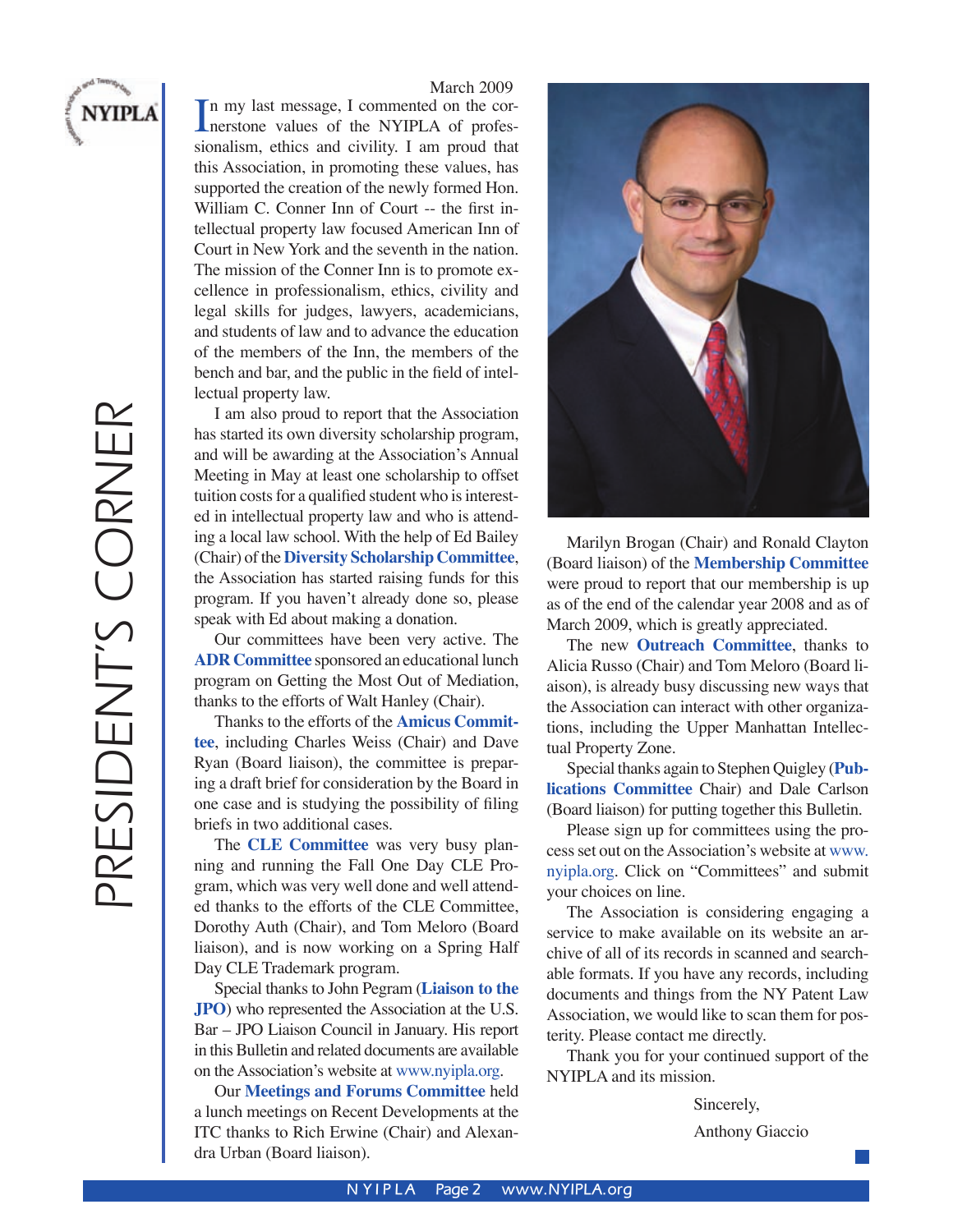# PRESIDENT'S CORNER

March 2009

In my last message, I commented on the cornerstone values of the NYIPLA of professionalism, ethics and civility. I am proud that this Association, in promoting these values, has supported the creation of the newly formed Hon. William C. Conner Inn of Court -- the first intellectual property law focused American Inn of Court in New York and the seventh in the nation. The mission of the Conner Inn is to promote excellence in professionalism, ethics, civility and legal skills for judges, lawyers, academicians, and students of law and to advance the education of the members of the Inn, the members of the bench and bar, and the public in the field of intellectual property law.

I am also proud to report that the Association has started its own diversity scholarship program, and will be awarding at the Association's Annual Meeting in May at least one scholarship to offset tuition costs for a qualified student who is interested in intellectual property law and who is attending a local law school. With the help of Ed Bailey (Chair) of the **Diversity Scholarship Committee**, the Association has started raising funds for this program. If you haven't already done so, please speak with Ed about making a donation.

Our committees have been very active. The **ADR Committee** sponsored an educational lunch program on Getting the Most Out of Mediation, thanks to the efforts of Walt Hanley (Chair).

Thanks to the efforts of the **Amicus Committee**, including Charles Weiss (Chair) and Dave Ryan (Board liaison), the committee is preparing a draft brief for consideration by the Board in one case and is studying the possibility of filing briefs in two additional cases.

The **CLE Committee** was very busy planning and running the Fall One Day CLE Program, which was very well done and well attended thanks to the efforts of the CLE Committee, Dorothy Auth (Chair), and Tom Meloro (Board liaison), and is now working on a Spring Half Day CLE Trademark program.

Special thanks to John Pegram (**Liaison to the JPO**) who represented the Association at the U.S. Bar – JPO Liaison Council in January. His report in this Bulletin and related documents are available on the Association's website at www.nyipla.org.

Our **Meetings and Forums Committee** held a lunch meetings on Recent Developments at the ITC thanks to Rich Erwine (Chair) and Alexandra Urban (Board liaison).

Marilyn Brogan (Chair) and Ronald Clayton (Board liaison) of the **Membership Committee** were proud to report that our membership is up as of the end of the calendar year 2008 and as of March 2009, which is greatly appreciated.

The new **Outreach Committee**, thanks to Alicia Russo (Chair) and Tom Meloro (Board liaison), is already busy discussing new ways that the Association can interact with other organizations, including the Upper Manhattan Intellectual Property Zone.

Special thanks again to Stephen Quigley (**Publications Committee** Chair) and Dale Carlson (Board liaison) for putting together this Bulletin.

Please sign up for committees using the process set out on the Association's website at www.nyipla.org. Click on "Committees" and submit your choices on line.

The Association is considering engaging a service to make available on its website an archive of all of its records in scanned and searchable formats. If you have any records, including documents and things from the NY Patent Law Association, we would like to scan them for posterity. Please contact me directly.

Thank you for your continued support of the NYIPLA and its mission.

Sincerely,

Anthony Giaccio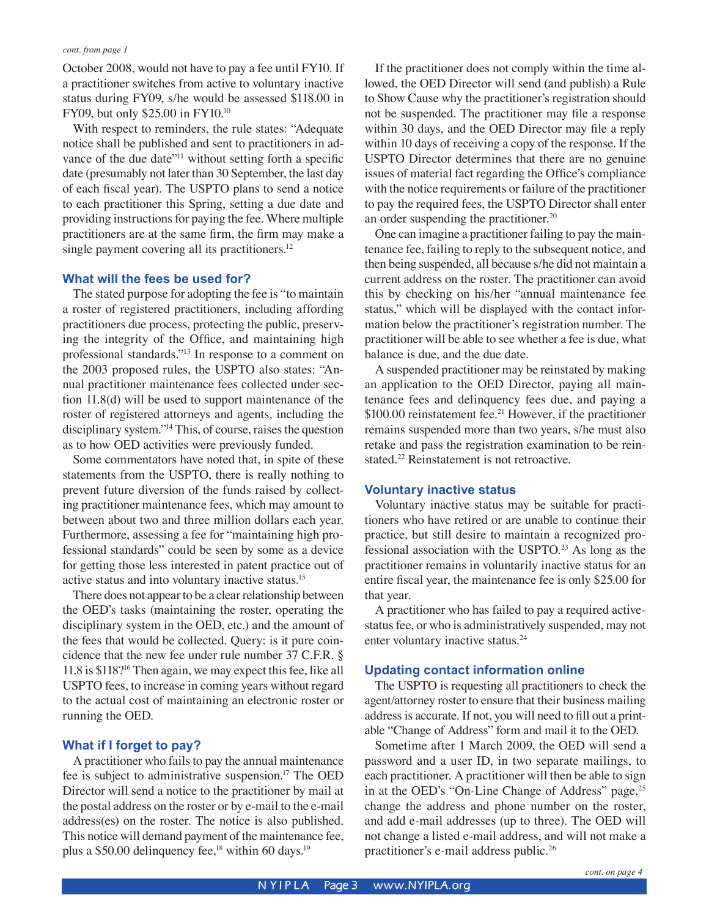*cont. from page 1*

October 2008, would not have to pay a fee until FY10. If a practitioner switches from active to voluntary inactive status during FY09, s/he would be assessed $118.00 in FY09, but only $25.00 in FY10.[10]

With respect to reminders, the rule states: "Adequate notice shall be published and sent to practitioners in advance of the due date"[11] without setting forth a specific date (presumably not later than 30 September, the last day of each fiscal year). The USPTO plans to send a notice to each practitioner this Spring, setting a due date and providing instructions for paying the fee. Where multiple practitioners are at the same firm, the firm may make a single payment covering all its practitioners.[12]

### What will the fees be used for?

The stated purpose for adopting the fee is "to maintain a roster of registered practitioners, including affording practitioners due process, protecting the public, preserving the integrity of the Office, and maintaining high professional standards."[13] In response to a comment on the 2003 proposed rules, the USPTO also states: "Annual practitioner maintenance fees collected under section 11.8(d) will be used to support maintenance of the roster of registered attorneys and agents, including the disciplinary system."[14] This, of course, raises the question as to how OED activities were previously funded.

Some commentators have noted that, in spite of these statements from the USPTO, there is really nothing to prevent future diversion of the funds raised by collecting practitioner maintenance fees, which may amount to between about two and three million dollars each year. Furthermore, assessing a fee for "maintaining high professional standards" could be seen by some as a device for getting those less interested in patent practice out of active status and into voluntary inactive status.[15]

There does not appear to be a clear relationship between the OED's tasks (maintaining the roster, operating the disciplinary system in the OED, etc.) and the amount of the fees that would be collected. Query: is it pure coincidence that the new fee under rule number 37 C.F.R. § 11.8 is $118?[16] Then again, we may expect this fee, like all USPTO fees, to increase in coming years without regard to the actual cost of maintaining an electronic roster or running the OED.

### What if I forget to pay?

A practitioner who fails to pay the annual maintenance fee is subject to administrative suspension.[17] The OED Director will send a notice to the practitioner by mail at the postal address on the roster or by e-mail to the e-mail address(es) on the roster. The notice is also published. This notice will demand payment of the maintenance fee, plus a $50.00 delinquency fee,[18] within 60 days.[19]

If the practitioner does not comply within the time allowed, the OED Director will send (and publish) a Rule to Show Cause why the practitioner's registration should not be suspended. The practitioner may file a response within 30 days, and the OED Director may file a reply within 10 days of receiving a copy of the response. If the USPTO Director determines that there are no genuine issues of material fact regarding the Office's compliance with the notice requirements or failure of the practitioner to pay the required fees, the USPTO Director shall enter an order suspending the practitioner.[20]

One can imagine a practitioner failing to pay the maintenance fee, failing to reply to the subsequent notice, and then being suspended, all because s/he did not maintain a current address on the roster. The practitioner can avoid this by checking on his/her "annual maintenance fee status," which will be displayed with the contact information below the practitioner's registration number. The practitioner will be able to see whether a fee is due, what balance is due, and the due date.

A suspended practitioner may be reinstated by making an application to the OED Director, paying all maintenance fees and delinquency fees due, and paying a $100.00 reinstatement fee.[21] However, if the practitioner remains suspended more than two years, s/he must also retake and pass the registration examination to be reinstated.[22] Reinstatement is not retroactive.

### Voluntary inactive status

Voluntary inactive status may be suitable for practitioners who have retired or are unable to continue their practice, but still desire to maintain a recognized professional association with the USPTO.[23] As long as the practitioner remains in voluntarily inactive status for an entire fiscal year, the maintenance fee is only $25.00 for that year.

A practitioner who has failed to pay a required active-status fee, or who is administratively suspended, may not enter voluntary inactive status.[24]

### Updating contact information online

The USPTO is requesting all practitioners to check the agent/attorney roster to ensure that their business mailing address is accurate. If not, you will need to fill out a printable "Change of Address" form and mail it to the OED.

Sometime after 1 March 2009, the OED will send a password and a user ID, in two separate mailings, to each practitioner. A practitioner will then be able to sign in at the OED's "On-Line Change of Address" page,[25] change the address and phone number on the roster, and add e-mail addresses (up to three). The OED will not change a listed e-mail address, and will not make a practitioner's e-mail address public.[26]

*cont. on page 4*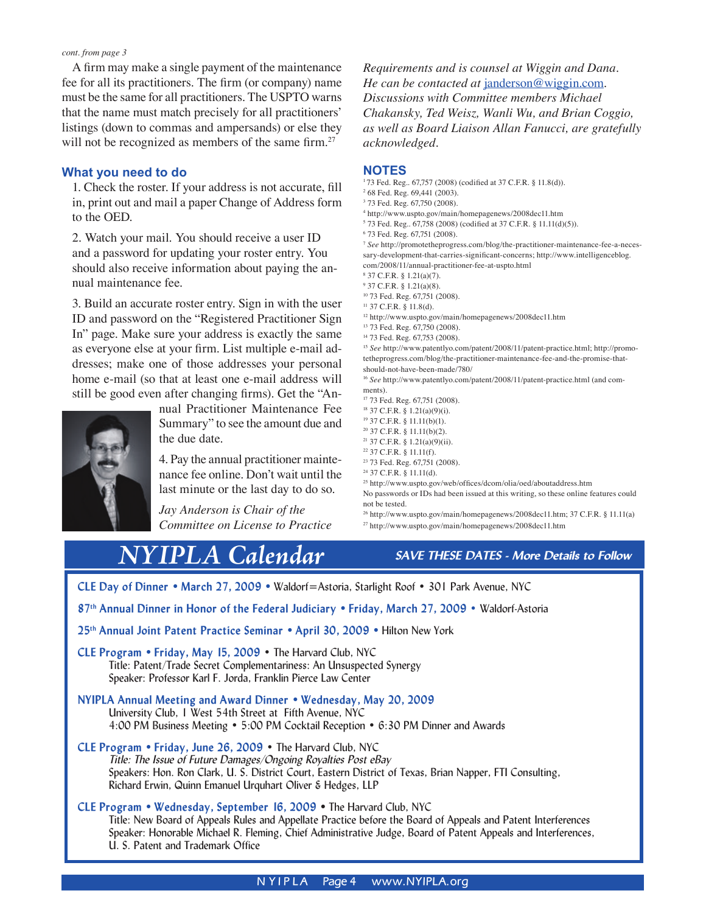*cont. from page 3*

A firm may make a single payment of the maintenance fee for all its practitioners. The firm (or company) name must be the same for all practitioners. The USPTO warns that the name must match precisely for all practitioners' listings (down to commas and ampersands) or else they will not be recognized as members of the same firm.[27]

### What you need to do

1. Check the roster. If your address is not accurate, fill in, print out and mail a paper Change of Address form to the OED.

2. Watch your mail. You should receive a user ID and a password for updating your roster entry. You should also receive information about paying the annual maintenance fee.

3. Build an accurate roster entry. Sign in with the user ID and password on the "Registered Practitioner Sign In" page. Make sure your address is exactly the same as everyone else at your firm. List multiple e-mail addresses; make one of those addresses your personal home e-mail (so that at least one e-mail address will still be good even after changing firms). Get the "Annual Practitioner Maintenance Fee Summary" to see the amount due and the due date.

4. Pay the annual practitioner maintenance fee online. Don't wait until the last minute or the last day to do so.

*Jay Anderson is Chair of the Committee on License to Practice Requirements and is counsel at Wiggin and Dana. He can be contacted at janderson@wiggin.com. Discussions with Committee members Michael Chakansky, Ted Weisz, Wanli Wu, and Brian Coggio, as well as Board Liaison Allan Fanucci, are gratefully acknowledged.*

### NOTES

[1] 73 Fed. Reg.. 67,757 (2008) (codified at 37 C.F.R. § 11.8(d)).
[2] 68 Fed. Reg. 69,441 (2003).
[3] 73 Fed. Reg. 67,750 (2008).
[4] http://www.uspto.gov/main/homepagenews/2008dec11.htm
[5] 73 Fed. Reg.. 67,758 (2008) (codified at 37 C.F.R. § 11.11(d)(5)).
[6] 73 Fed. Reg. 67,751 (2008).
[7] *See* http://promotetheprogress.com/blog/the-practitioner-maintenance-fee-a-necessary-development-that-carries-significant-concerns; http://www.intelligenceblog.com/2008/11/annual-practitioner-fee-at-uspto.html
[8] 37 C.F.R. § 1.21(a)(7).
[9] 37 C.F.R. § 1.21(a)(8).
[10] 73 Fed. Reg. 67,751 (2008).
[11] 37 C.F.R. § 11.8(d).
[12] http://www.uspto.gov/main/homepagenews/2008dec11.htm
[13] 73 Fed. Reg. 67,750 (2008).
[14] 73 Fed. Reg. 67,753 (2008).
[15] *See* http://www.patentlyo.com/patent/2008/11/patent-practice.html; http://promotetheprogress.com/blog/the-practitioner-maintenance-fee-and-the-promise-that-should-not-have-been-made/780/
[16] *See* http://www.patentlyo.com/patent/2008/11/patent-practice.html (and comments).
[17] 73 Fed. Reg. 67,751 (2008).
[18] 37 C.F.R. § 1.21(a)(9)(i).
[19] 37 C.F.R. § 11.11(b)(1).
[20] 37 C.F.R. § 11.11(b)(2).
[21] 37 C.F.R. § 1.21(a)(9)(ii).
[22] 37 C.F.R. § 11.11(f).
[23] 73 Fed. Reg. 67,751 (2008).
[24] 37 C.F.R. § 11.11(d).
[25] http://www.uspto.gov/web/offices/dcom/olia/oed/aboutaddress.htm
No passwords or IDs had been issued at this writing, so these online features could not be tested.
[26] http://www.uspto.gov/main/homepagenews/2008dec11.htm; 37 C.F.R. § 11.11(a)
[27] http://www.uspto.gov/main/homepagenews/2008dec11.htm

## NYIPLA Calendar

**SAVE THESE DATES - More Details to Follow**

**CLE Day of Dinner • March 27, 2009** • Waldorf=Astoria, Starlight Roof • 301 Park Avenue, NYC

**87th Annual Dinner in Honor of the Federal Judiciary • Friday, March 27, 2009** • Waldorf-Astoria

**25th Annual Joint Patent Practice Seminar • April 30, 2009** • Hilton New York

**CLE Program • Friday, May 15, 2009** • The Harvard Club, NYC
Title: Patent/Trade Secret Complementariness: An Unsuspected Synergy
Speaker: Professor Karl F. Jorda, Franklin Pierce Law Center

**NYIPLA Annual Meeting and Award Dinner • Wednesday, May 20, 2009**
University Club, 1 West 54th Street at Fifth Avenue, NYC
4:00 PM Business Meeting • 5:00 PM Cocktail Reception • 6:30 PM Dinner and Awards

**CLE Program • Friday, June 26, 2009** • The Harvard Club, NYC
*Title: The Issue of Future Damages/Ongoing Royalties Post eBay*
Speakers: Hon. Ron Clark, U. S. District Court, Eastern District of Texas, Brian Napper, FTI Consulting, Richard Erwin, Quinn Emanuel Urquhart Oliver & Hedges, LLP

**CLE Program • Wednesday, September 16, 2009** • The Harvard Club, NYC
Title: New Board of Appeals Rules and Appellate Practice before the Board of Appeals and Patent Interferences
Speaker: Honorable Michael R. Fleming, Chief Administrative Judge, Board of Patent Appeals and Interferences, U. S. Patent and Trademark Office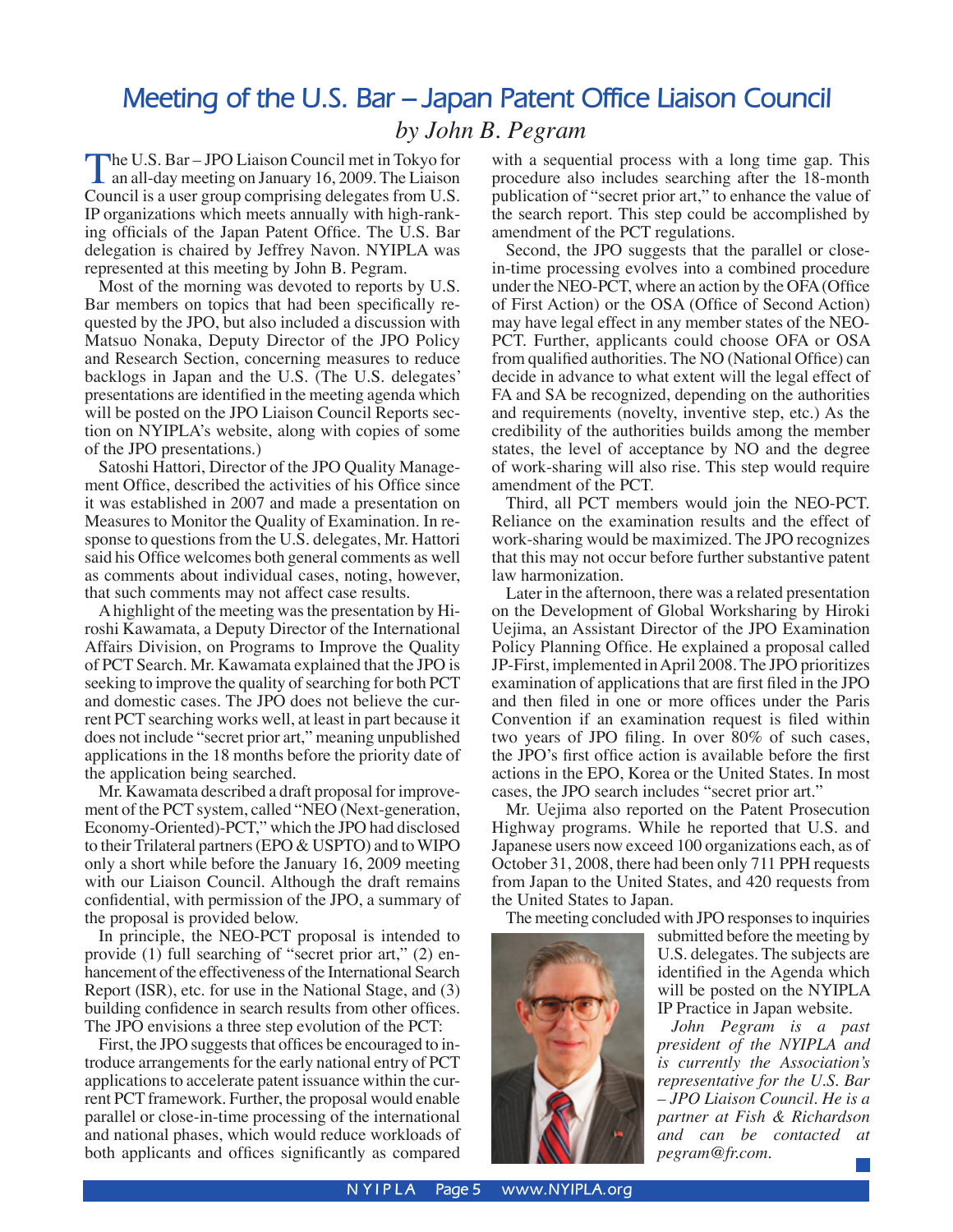# Meeting of the U.S. Bar – Japan Patent Office Liaison Council

*by John B. Pegram*

The U.S. Bar – JPO Liaison Council met in Tokyo for an all-day meeting on January 16, 2009. The Liaison Council is a user group comprising delegates from U.S. IP organizations which meets annually with high-ranking officials of the Japan Patent Office. The U.S. Bar delegation is chaired by Jeffrey Navon. NYIPLA was represented at this meeting by John B. Pegram.

Most of the morning was devoted to reports by U.S. Bar members on topics that had been specifically requested by the JPO, but also included a discussion with Matsuo Nonaka, Deputy Director of the JPO Policy and Research Section, concerning measures to reduce backlogs in Japan and the U.S. (The U.S. delegates' presentations are identified in the meeting agenda which will be posted on the JPO Liaison Council Reports section on NYIPLA's website, along with copies of some of the JPO presentations.)

Satoshi Hattori, Director of the JPO Quality Management Office, described the activities of his Office since it was established in 2007 and made a presentation on Measures to Monitor the Quality of Examination. In response to questions from the U.S. delegates, Mr. Hattori said his Office welcomes both general comments as well as comments about individual cases, noting, however, that such comments may not affect case results.

A highlight of the meeting was the presentation by Hiroshi Kawamata, a Deputy Director of the International Affairs Division, on Programs to Improve the Quality of PCT Search. Mr. Kawamata explained that the JPO is seeking to improve the quality of searching for both PCT and domestic cases. The JPO does not believe the current PCT searching works well, at least in part because it does not include "secret prior art," meaning unpublished applications in the 18 months before the priority date of the application being searched.

Mr. Kawamata described a draft proposal for improvement of the PCT system, called "NEO (Next-generation, Economy-Oriented)-PCT," which the JPO had disclosed to their Trilateral partners (EPO & USPTO) and to WIPO only a short while before the January 16, 2009 meeting with our Liaison Council. Although the draft remains confidential, with permission of the JPO, a summary of the proposal is provided below.

In principle, the NEO-PCT proposal is intended to provide (1) full searching of "secret prior art," (2) enhancement of the effectiveness of the International Search Report (ISR), etc. for use in the National Stage, and (3) building confidence in search results from other offices. The JPO envisions a three step evolution of the PCT:

First, the JPO suggests that offices be encouraged to introduce arrangements for the early national entry of PCT applications to accelerate patent issuance within the current PCT framework. Further, the proposal would enable parallel or close-in-time processing of the international and national phases, which would reduce workloads of both applicants and offices significantly as compared with a sequential process with a long time gap. This procedure also includes searching after the 18-month publication of "secret prior art," to enhance the value of the search report. This step could be accomplished by amendment of the PCT regulations.

Second, the JPO suggests that the parallel or close-in-time processing evolves into a combined procedure under the NEO-PCT, where an action by the OFA (Office of First Action) or the OSA (Office of Second Action) may have legal effect in any member states of the NEO-PCT. Further, applicants could choose OFA or OSA from qualified authorities. The NO (National Office) can decide in advance to what extent will the legal effect of FA and SA be recognized, depending on the authorities and requirements (novelty, inventive step, etc.) As the credibility of the authorities builds among the member states, the level of acceptance by NO and the degree of work-sharing will also rise. This step would require amendment of the PCT.

Third, all PCT members would join the NEO-PCT. Reliance on the examination results and the effect of work-sharing would be maximized. The JPO recognizes that this may not occur before further substantive patent law harmonization.

Later in the afternoon, there was a related presentation on the Development of Global Worksharing by Hiroki Uejima, an Assistant Director of the JPO Examination Policy Planning Office. He explained a proposal called JP-First, implemented in April 2008. The JPO prioritizes examination of applications that are first filed in the JPO and then filed in one or more offices under the Paris Convention if an examination request is filed within two years of JPO filing. In over 80% of such cases, the JPO's first office action is available before the first actions in the EPO, Korea or the United States. In most cases, the JPO search includes "secret prior art."

Mr. Uejima also reported on the Patent Prosecution Highway programs. While he reported that U.S. and Japanese users now exceed 100 organizations each, as of October 31, 2008, there had been only 711 PPH requests from Japan to the United States, and 420 requests from the United States to Japan.

The meeting concluded with JPO responses to inquiries submitted before the meeting by U.S. delegates. The subjects are identified in the Agenda which will be posted on the NYIPLA IP Practice in Japan website.

*John Pegram is a past president of the NYIPLA and is currently the Association's representative for the U.S. Bar – JPO Liaison Council. He is a partner at Fish & Richardson and can be contacted at pegram@fr.com.*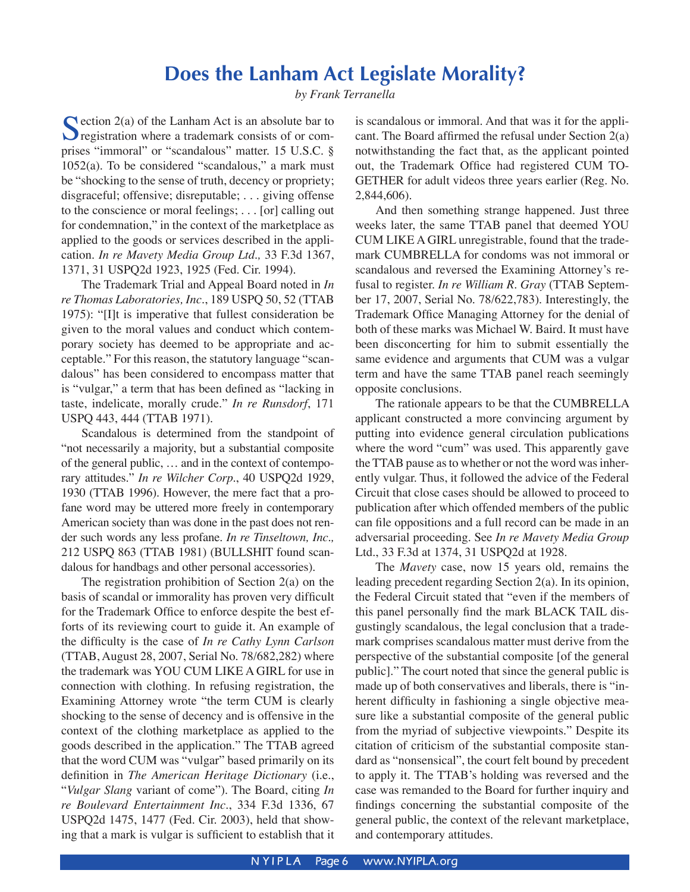# Does the Lanham Act Legislate Morality?

*by Frank Terranella*

Section 2(a) of the Lanham Act is an absolute bar to registration where a trademark consists of or comprises "immoral" or "scandalous" matter. 15 U.S.C. § 1052(a). To be considered "scandalous," a mark must be "shocking to the sense of truth, decency or propriety; disgraceful; offensive; disreputable; . . . giving offense to the conscience or moral feelings; . . . [or] calling out for condemnation," in the context of the marketplace as applied to the goods or services described in the application. *In re Mavety Media Group Ltd.,* 33 F.3d 1367, 1371, 31 USPQ2d 1923, 1925 (Fed. Cir. 1994).

The Trademark Trial and Appeal Board noted in *In re Thomas Laboratories, Inc.*, 189 USPQ 50, 52 (TTAB 1975): "[I]t is imperative that fullest consideration be given to the moral values and conduct which contemporary society has deemed to be appropriate and acceptable." For this reason, the statutory language "scandalous" has been considered to encompass matter that is "vulgar," a term that has been defined as "lacking in taste, indelicate, morally crude." *In re Runsdorf*, 171 USPQ 443, 444 (TTAB 1971).

Scandalous is determined from the standpoint of "not necessarily a majority, but a substantial composite of the general public, … and in the context of contemporary attitudes." *In re Wilcher Corp*., 40 USPQ2d 1929, 1930 (TTAB 1996). However, the mere fact that a profane word may be uttered more freely in contemporary American society than was done in the past does not render such words any less profane. *In re Tinseltown, Inc.,* 212 USPQ 863 (TTAB 1981) (BULLSHIT found scandalous for handbags and other personal accessories).

The registration prohibition of Section 2(a) on the basis of scandal or immorality has proven very difficult for the Trademark Office to enforce despite the best efforts of its reviewing court to guide it. An example of the difficulty is the case of *In re Cathy Lynn Carlson* (TTAB, August 28, 2007, Serial No. 78/682,282) where the trademark was YOU CUM LIKE A GIRL for use in connection with clothing. In refusing registration, the Examining Attorney wrote "the term CUM is clearly shocking to the sense of decency and is offensive in the context of the clothing marketplace as applied to the goods described in the application." The TTAB agreed that the word CUM was "vulgar" based primarily on its definition in *The American Heritage Dictionary* (i.e., "*Vulgar Slang* variant of come"). The Board, citing *In re Boulevard Entertainment Inc*., 334 F.3d 1336, 67 USPQ2d 1475, 1477 (Fed. Cir. 2003), held that showing that a mark is vulgar is sufficient to establish that it is scandalous or immoral. And that was it for the applicant. The Board affirmed the refusal under Section 2(a) notwithstanding the fact that, as the applicant pointed out, the Trademark Office had registered CUM TOGETHER for adult videos three years earlier (Reg. No. 2,844,606).

And then something strange happened. Just three weeks later, the same TTAB panel that deemed YOU CUM LIKE A GIRL unregistrable, found that the trademark CUMBRELLA for condoms was not immoral or scandalous and reversed the Examining Attorney's refusal to register. *In re William R. Gray* (TTAB September 17, 2007, Serial No. 78/622,783). Interestingly, the Trademark Office Managing Attorney for the denial of both of these marks was Michael W. Baird. It must have been disconcerting for him to submit essentially the same evidence and arguments that CUM was a vulgar term and have the same TTAB panel reach seemingly opposite conclusions.

The rationale appears to be that the CUMBRELLA applicant constructed a more convincing argument by putting into evidence general circulation publications where the word "cum" was used. This apparently gave the TTAB pause as to whether or not the word was inherently vulgar. Thus, it followed the advice of the Federal Circuit that close cases should be allowed to proceed to publication after which offended members of the public can file oppositions and a full record can be made in an adversarial proceeding. See *In re Mavety Media Group* Ltd., 33 F.3d at 1374, 31 USPQ2d at 1928.

The *Mavety* case, now 15 years old, remains the leading precedent regarding Section 2(a). In its opinion, the Federal Circuit stated that "even if the members of this panel personally find the mark BLACK TAIL disgustingly scandalous, the legal conclusion that a trademark comprises scandalous matter must derive from the perspective of the substantial composite [of the general public]." The court noted that since the general public is made up of both conservatives and liberals, there is "inherent difficulty in fashioning a single objective measure like a substantial composite of the general public from the myriad of subjective viewpoints." Despite its citation of criticism of the substantial composite standard as "nonsensical", the court felt bound by precedent to apply it. The TTAB's holding was reversed and the case was remanded to the Board for further inquiry and findings concerning the substantial composite of the general public, the context of the relevant marketplace, and contemporary attitudes.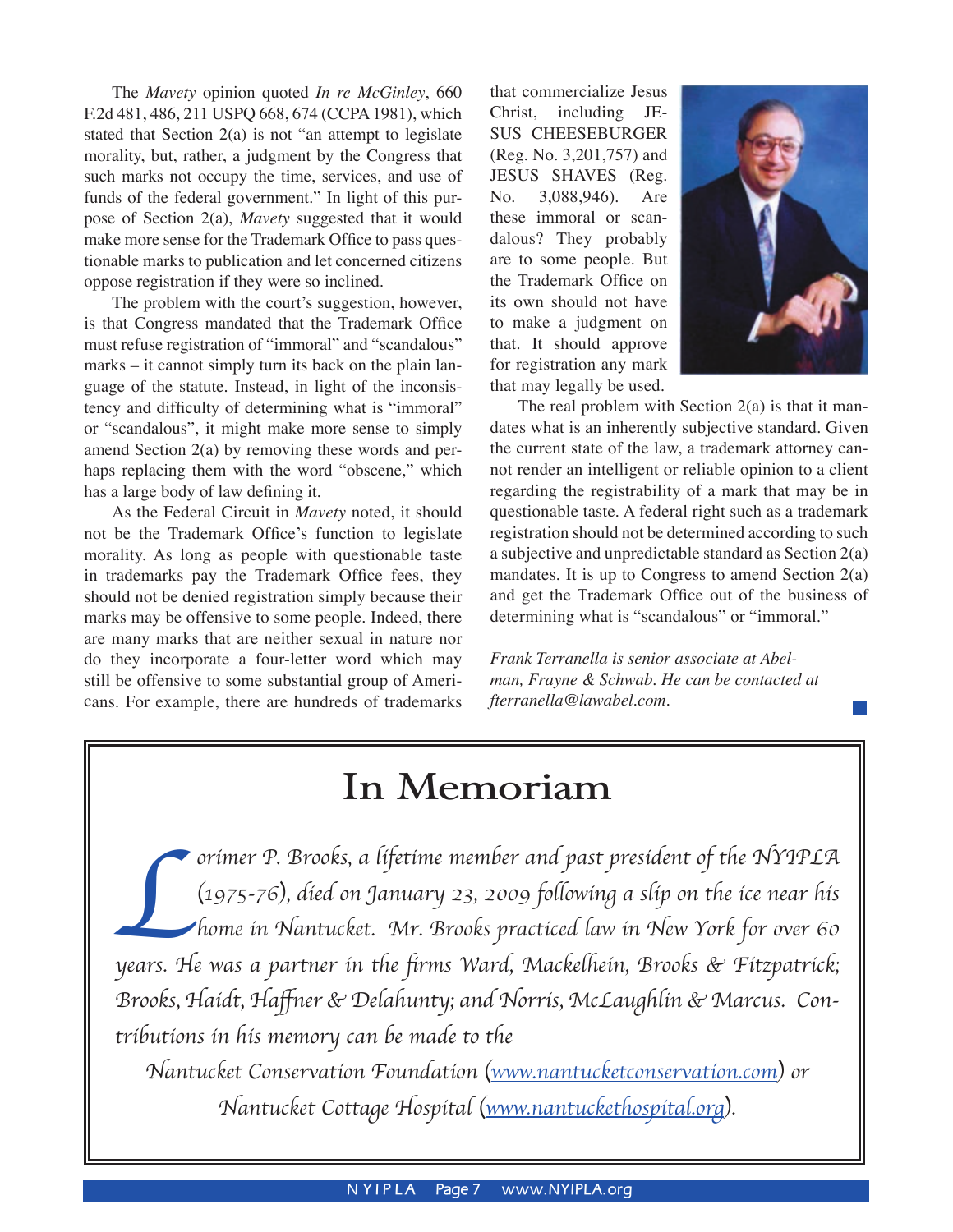The *Mavety* opinion quoted *In re McGinley*, 660 F.2d 481, 486, 211 USPQ 668, 674 (CCPA 1981), which stated that Section 2(a) is not "an attempt to legislate morality, but, rather, a judgment by the Congress that such marks not occupy the time, services, and use of funds of the federal government." In light of this purpose of Section 2(a), *Mavety* suggested that it would make more sense for the Trademark Office to pass questionable marks to publication and let concerned citizens oppose registration if they were so inclined.

The problem with the court's suggestion, however, is that Congress mandated that the Trademark Office must refuse registration of "immoral" and "scandalous" marks – it cannot simply turn its back on the plain language of the statute. Instead, in light of the inconsistency and difficulty of determining what is "immoral" or "scandalous", it might make more sense to simply amend Section 2(a) by removing these words and perhaps replacing them with the word "obscene," which has a large body of law defining it.

As the Federal Circuit in *Mavety* noted, it should not be the Trademark Office's function to legislate morality. As long as people with questionable taste in trademarks pay the Trademark Office fees, they should not be denied registration simply because their marks may be offensive to some people. Indeed, there are many marks that are neither sexual in nature nor do they incorporate a four-letter word which may still be offensive to some substantial group of Americans. For example, there are hundreds of trademarks that commercialize Jesus Christ, including JESUS CHEESEBURGER (Reg. No. 3,201,757) and JESUS SHAVES (Reg. No. 3,088,946). Are these immoral or scandalous? They probably are to some people. But the Trademark Office on its own should not have to make a judgment on that. It should approve for registration any mark that may legally be used.

The real problem with Section 2(a) is that it mandates what is an inherently subjective standard. Given the current state of the law, a trademark attorney cannot render an intelligent or reliable opinion to a client regarding the registrability of a mark that may be in questionable taste. A federal right such as a trademark registration should not be determined according to such a subjective and unpredictable standard as Section 2(a) mandates. It is up to Congress to amend Section 2(a) and get the Trademark Office out of the business of determining what is "scandalous" or "immoral."

*Frank Terranella is senior associate at Abelman, Frayne & Schwab. He can be contacted at fterranella@lawabel.com.*

# In Memoriam

*Lorimer P. Brooks, a lifetime member and past president of the NYIPLA (1975-76), died on January 23, 2009 following a slip on the ice near his home in Nantucket. Mr. Brooks practiced law in New York for over 60 years. He was a partner in the firms Ward, Mackelhein, Brooks & Fitzpatrick; Brooks, Haidt, Haffner & Delahunty; and Norris, McLaughlin & Marcus. Contributions in his memory can be made to the*

*Nantucket Conservation Foundation (www.nantucketconservation.com) or*

*Nantucket Cottage Hospital (www.nantuckethospital.org).*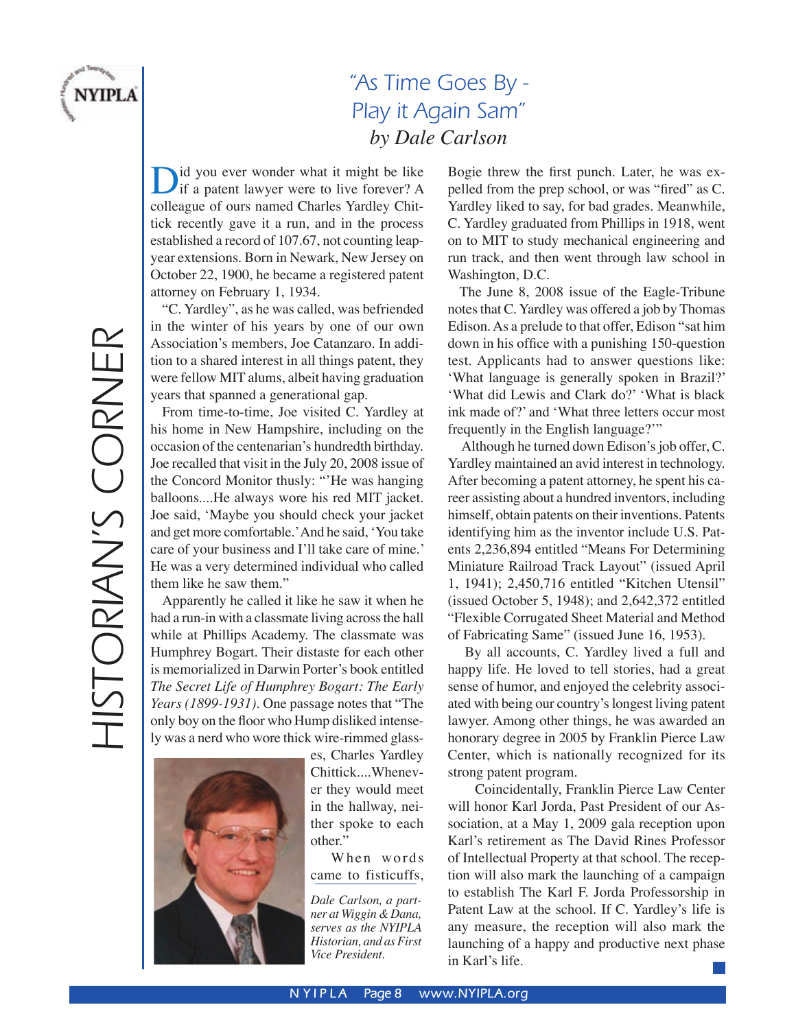# "As Time Goes By - Play it Again Sam"

*by Dale Carlson*

Did you ever wonder what it might be like if a patent lawyer were to live forever? A colleague of ours named Charles Yardley Chittick recently gave it a run, and in the process established a record of 107.67, not counting leap-year extensions. Born in Newark, New Jersey on October 22, 1900, he became a registered patent attorney on February 1, 1934.

"C. Yardley", as he was called, was befriended in the winter of his years by one of our own Association's members, Joe Catanzaro. In addition to a shared interest in all things patent, they were fellow MIT alums, albeit having graduation years that spanned a generational gap.

From time-to-time, Joe visited C. Yardley at his home in New Hampshire, including on the occasion of the centenarian's hundredth birthday. Joe recalled that visit in the July 20, 2008 issue of the Concord Monitor thusly: "'He was hanging balloons....He always wore his red MIT jacket. Joe said, 'Maybe you should check your jacket and get more comfortable.' And he said, 'You take care of your business and I'll take care of mine.' He was a very determined individual who called them like he saw them."

Apparently he called it like he saw it when he had a run-in with a classmate living across the hall while at Phillips Academy. The classmate was Humphrey Bogart. Their distaste for each other is memorialized in Darwin Porter's book entitled *The Secret Life of Humphrey Bogart: The Early Years (1899-1931)*. One passage notes that "The only boy on the floor who Hump disliked intensely was a nerd who wore thick wire-rimmed glasses, Charles Yardley Chittick....Whenever they would meet in the hallway, neither spoke to each other."

When words came to fisticuffs, Bogie threw the first punch. Later, he was expelled from the prep school, or was "fired" as C. Yardley liked to say, for bad grades. Meanwhile, C. Yardley graduated from Phillips in 1918, went on to MIT to study mechanical engineering and run track, and then went through law school in Washington, D.C.

The June 8, 2008 issue of the Eagle-Tribune notes that C. Yardley was offered a job by Thomas Edison. As a prelude to that offer, Edison "sat him down in his office with a punishing 150-question test. Applicants had to answer questions like: 'What language is generally spoken in Brazil?' 'What did Lewis and Clark do?' 'What is black ink made of?' and 'What three letters occur most frequently in the English language?'"

Although he turned down Edison's job offer, C. Yardley maintained an avid interest in technology. After becoming a patent attorney, he spent his career assisting about a hundred inventors, including himself, obtain patents on their inventions. Patents identifying him as the inventor include U.S. Patents 2,236,894 entitled "Means For Determining Miniature Railroad Track Layout" (issued April 1, 1941); 2,450,716 entitled "Kitchen Utensil" (issued October 5, 1948); and 2,642,372 entitled "Flexible Corrugated Sheet Material and Method of Fabricating Same" (issued June 16, 1953).

By all accounts, C. Yardley lived a full and happy life. He loved to tell stories, had a great sense of humor, and enjoyed the celebrity associated with being our country's longest living patent lawyer. Among other things, he was awarded an honorary degree in 2005 by Franklin Pierce Law Center, which is nationally recognized for its strong patent program.

Coincidentally, Franklin Pierce Law Center will honor Karl Jorda, Past President of our Association, at a May 1, 2009 gala reception upon Karl's retirement as The David Rines Professor of Intellectual Property at that school. The reception will also mark the launching of a campaign to establish The Karl F. Jorda Professorship in Patent Law at the school. If C. Yardley's life is any measure, the reception will also mark the launching of a happy and productive next phase in Karl's life.

*Dale Carlson, a partner at Wiggin & Dana, serves as the NYIPLA Historian, and as First Vice President.*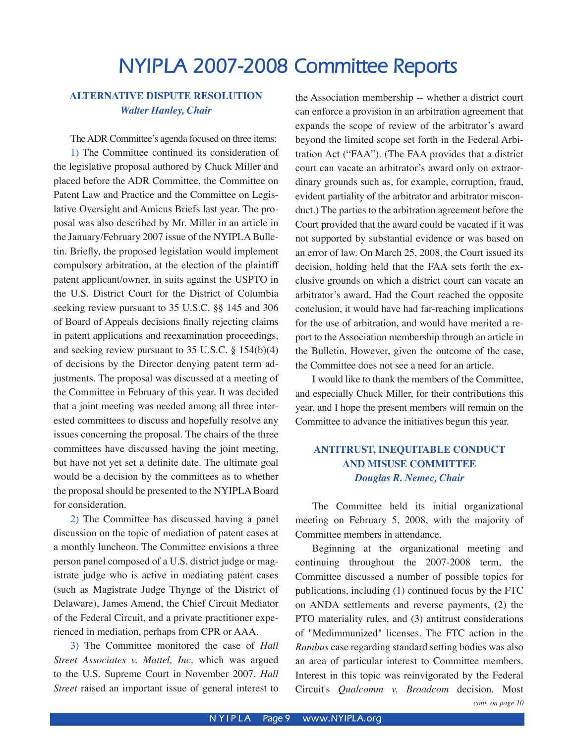# NYIPLA 2007-2008 Committee Reports

## ALTERNATIVE DISPUTE RESOLUTION
### *Walter Hanley, Chair*

The ADR Committee's agenda focused on three items:

1) The Committee continued its consideration of the legislative proposal authored by Chuck Miller and placed before the ADR Committee, the Committee on Patent Law and Practice and the Committee on Legislative Oversight and Amicus Briefs last year. The proposal was also described by Mr. Miller in an article in the January/February 2007 issue of the NYIPLA Bulletin. Briefly, the proposed legislation would implement compulsory arbitration, at the election of the plaintiff patent applicant/owner, in suits against the USPTO in the U.S. District Court for the District of Columbia seeking review pursuant to 35 U.S.C. §§ 145 and 306 of Board of Appeals decisions finally rejecting claims in patent applications and reexamination proceedings, and seeking review pursuant to 35 U.S.C. § 154(b)(4) of decisions by the Director denying patent term adjustments. The proposal was discussed at a meeting of the Committee in February of this year. It was decided that a joint meeting was needed among all three interested committees to discuss and hopefully resolve any issues concerning the proposal. The chairs of the three committees have discussed having the joint meeting, but have not yet set a definite date. The ultimate goal would be a decision by the committees as to whether the proposal should be presented to the NYIPLA Board for consideration.

2) The Committee has discussed having a panel discussion on the topic of mediation of patent cases at a monthly luncheon. The Committee envisions a three person panel composed of a U.S. district judge or magistrate judge who is active in mediating patent cases (such as Magistrate Judge Thynge of the District of Delaware), James Amend, the Chief Circuit Mediator of the Federal Circuit, and a private practitioner experienced in mediation, perhaps from CPR or AAA.

3) The Committee monitored the case of *Hall Street Associates v. Mattel, Inc.* which was argued to the U.S. Supreme Court in November 2007. *Hall Street* raised an important issue of general interest to the Association membership -- whether a district court can enforce a provision in an arbitration agreement that expands the scope of review of the arbitrator's award beyond the limited scope set forth in the Federal Arbitration Act ("FAA"). (The FAA provides that a district court can vacate an arbitrator's award only on extraordinary grounds such as, for example, corruption, fraud, evident partiality of the arbitrator and arbitrator misconduct.) The parties to the arbitration agreement before the Court provided that the award could be vacated if it was not supported by substantial evidence or was based on an error of law. On March 25, 2008, the Court issued its decision, holding held that the FAA sets forth the exclusive grounds on which a district court can vacate an arbitrator's award. Had the Court reached the opposite conclusion, it would have had far-reaching implications for the use of arbitration, and would have merited a report to the Association membership through an article in the Bulletin. However, given the outcome of the case, the Committee does not see a need for an article.

I would like to thank the members of the Committee, and especially Chuck Miller, for their contributions this year, and I hope the present members will remain on the Committee to advance the initiatives begun this year.

## ANTITRUST, INEQUITABLE CONDUCT AND MISUSE COMMITTEE
### *Douglas R. Nemec, Chair*

The Committee held its initial organizational meeting on February 5, 2008, with the majority of Committee members in attendance.

Beginning at the organizational meeting and continuing throughout the 2007-2008 term, the Committee discussed a number of possible topics for publications, including (1) continued focus by the FTC on ANDA settlements and reverse payments, (2) the PTO materiality rules, and (3) antitrust considerations of "Medimmunized" licenses. The FTC action in the *Rambus* case regarding standard setting bodies was also an area of particular interest to Committee members. Interest in this topic was reinvigorated by the Federal Circuit's *Qualcomm v. Broadcom* decision. Most

*cont. on page 10*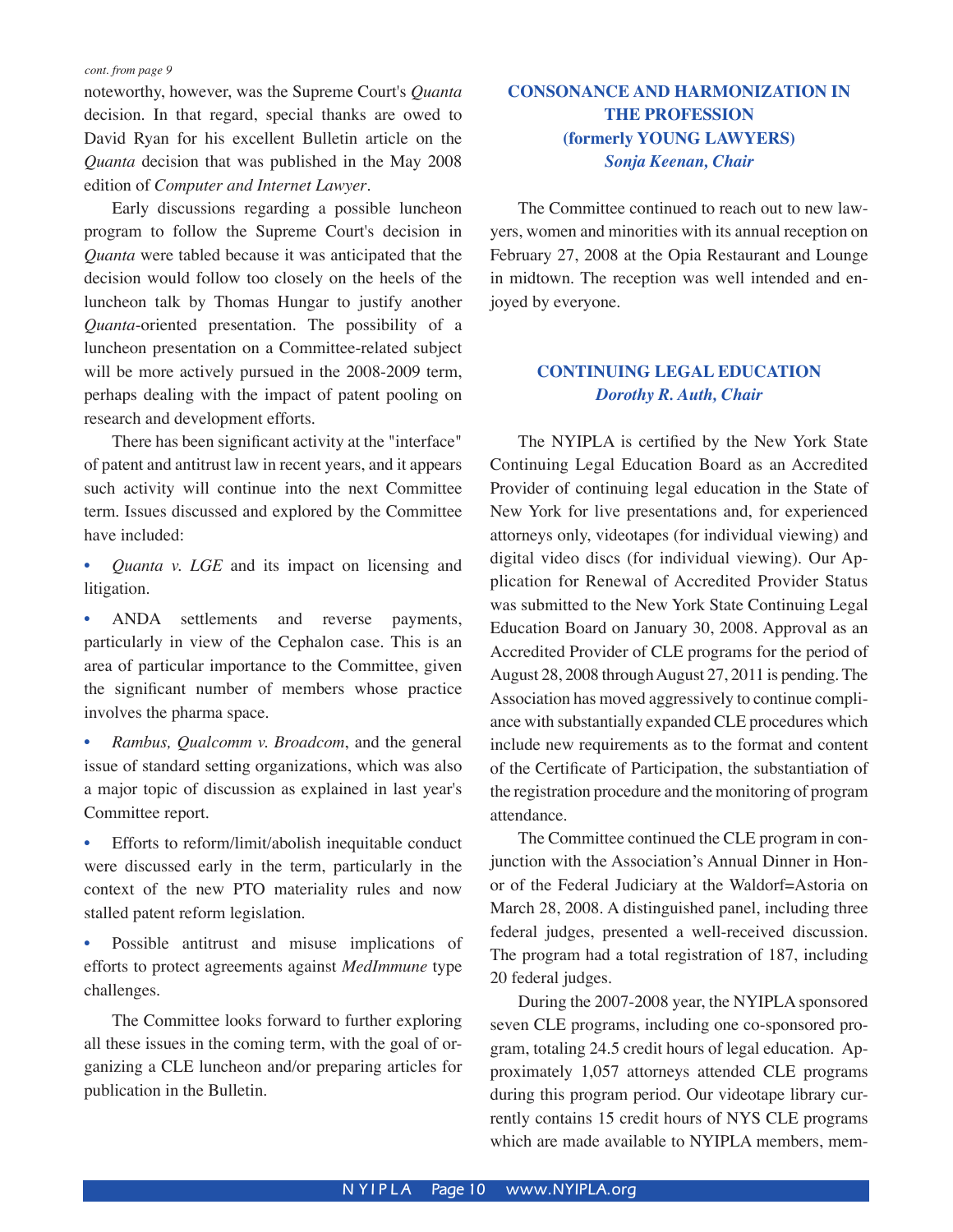*cont. from page 9*

noteworthy, however, was the Supreme Court's *Quanta* decision. In that regard, special thanks are owed to David Ryan for his excellent Bulletin article on the *Quanta* decision that was published in the May 2008 edition of *Computer and Internet Lawyer*.

Early discussions regarding a possible luncheon program to follow the Supreme Court's decision in *Quanta* were tabled because it was anticipated that the decision would follow too closely on the heels of the luncheon talk by Thomas Hungar to justify another *Quanta*-oriented presentation. The possibility of a luncheon presentation on a Committee-related subject will be more actively pursued in the 2008-2009 term, perhaps dealing with the impact of patent pooling on research and development efforts.

There has been significant activity at the "interface" of patent and antitrust law in recent years, and it appears such activity will continue into the next Committee term. Issues discussed and explored by the Committee have included:

- *Quanta v. LGE* and its impact on licensing and litigation.
- ANDA settlements and reverse payments, particularly in view of the Cephalon case. This is an area of particular importance to the Committee, given the significant number of members whose practice involves the pharma space.
- *Rambus, Qualcomm v. Broadcom*, and the general issue of standard setting organizations, which was also a major topic of discussion as explained in last year's Committee report.
- Efforts to reform/limit/abolish inequitable conduct were discussed early in the term, particularly in the context of the new PTO materiality rules and now stalled patent reform legislation.
- Possible antitrust and misuse implications of efforts to protect agreements against *MedImmune* type challenges.

The Committee looks forward to further exploring all these issues in the coming term, with the goal of organizing a CLE luncheon and/or preparing articles for publication in the Bulletin.

## CONSONANCE AND HARMONIZATION IN THE PROFESSION (formerly YOUNG LAWYERS)

***Sonja Keenan, Chair***

The Committee continued to reach out to new lawyers, women and minorities with its annual reception on February 27, 2008 at the Opia Restaurant and Lounge in midtown. The reception was well intended and enjoyed by everyone.

## CONTINUING LEGAL EDUCATION

***Dorothy R. Auth, Chair***

The NYIPLA is certified by the New York State Continuing Legal Education Board as an Accredited Provider of continuing legal education in the State of New York for live presentations and, for experienced attorneys only, videotapes (for individual viewing) and digital video discs (for individual viewing). Our Application for Renewal of Accredited Provider Status was submitted to the New York State Continuing Legal Education Board on January 30, 2008. Approval as an Accredited Provider of CLE programs for the period of August 28, 2008 through August 27, 2011 is pending. The Association has moved aggressively to continue compliance with substantially expanded CLE procedures which include new requirements as to the format and content of the Certificate of Participation, the substantiation of the registration procedure and the monitoring of program attendance.

The Committee continued the CLE program in conjunction with the Association's Annual Dinner in Honor of the Federal Judiciary at the Waldorf=Astoria on March 28, 2008. A distinguished panel, including three federal judges, presented a well-received discussion. The program had a total registration of 187, including 20 federal judges.

During the 2007-2008 year, the NYIPLA sponsored seven CLE programs, including one co-sponsored program, totaling 24.5 credit hours of legal education. Approximately 1,057 attorneys attended CLE programs during this program period. Our videotape library currently contains 15 credit hours of NYS CLE programs which are made available to NYIPLA members, mem-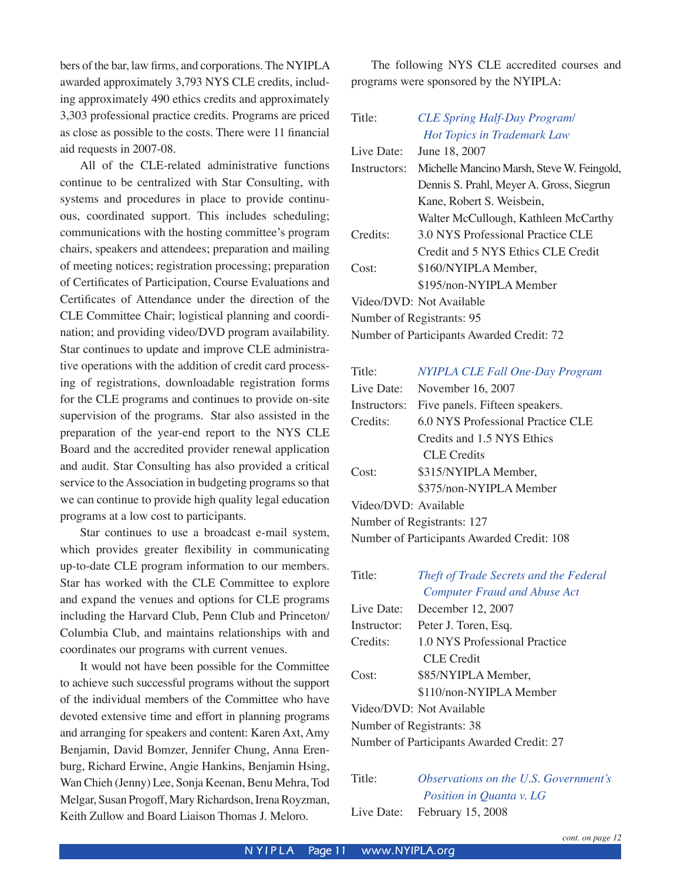bers of the bar, law firms, and corporations. The NYIPLA awarded approximately 3,793 NYS CLE credits, including approximately 490 ethics credits and approximately 3,303 professional practice credits. Programs are priced as close as possible to the costs. There were 11 financial aid requests in 2007-08.

All of the CLE-related administrative functions continue to be centralized with Star Consulting, with systems and procedures in place to provide continuous, coordinated support. This includes scheduling; communications with the hosting committee's program chairs, speakers and attendees; preparation and mailing of meeting notices; registration processing; preparation of Certificates of Participation, Course Evaluations and Certificates of Attendance under the direction of the CLE Committee Chair; logistical planning and coordination; and providing video/DVD program availability. Star continues to update and improve CLE administrative operations with the addition of credit card processing of registrations, downloadable registration forms for the CLE programs and continues to provide on-site supervision of the programs. Star also assisted in the preparation of the year-end report to the NYS CLE Board and the accredited provider renewal application and audit. Star Consulting has also provided a critical service to the Association in budgeting programs so that we can continue to provide high quality legal education programs at a low cost to participants.

Star continues to use a broadcast e-mail system, which provides greater flexibility in communicating up-to-date CLE program information to our members. Star has worked with the CLE Committee to explore and expand the venues and options for CLE programs including the Harvard Club, Penn Club and Princeton/Columbia Club, and maintains relationships with and coordinates our programs with current venues.

It would not have been possible for the Committee to achieve such successful programs without the support of the individual members of the Committee who have devoted extensive time and effort in planning programs and arranging for speakers and content: Karen Axt, Amy Benjamin, David Bomzer, Jennifer Chung, Anna Erenburg, Richard Erwine, Angie Hankins, Benjamin Hsing, Wan Chieh (Jenny) Lee, Sonja Keenan, Benu Mehra, Tod Melgar, Susan Progoff, Mary Richardson, Irena Royzman, Keith Zullow and Board Liaison Thomas J. Meloro.

The following NYS CLE accredited courses and programs were sponsored by the NYIPLA:

Title: *CLE Spring Half-Day Program/ Hot Topics in Trademark Law*
Live Date: June 18, 2007
Instructors: Michelle Mancino Marsh, Steve W. Feingold, Dennis S. Prahl, Meyer A. Gross, Siegrun Kane, Robert S. Weisbein, Walter McCullough, Kathleen McCarthy
Credits: 3.0 NYS Professional Practice CLE Credit and 5 NYS Ethics CLE Credit
Cost: $160/NYIPLA Member, $195/non-NYIPLA Member
Video/DVD: Not Available
Number of Registrants: 95
Number of Participants Awarded Credit: 72

Title: *NYIPLA CLE Fall One-Day Program*
Live Date: November 16, 2007
Instructors: Five panels. Fifteen speakers.
Credits: 6.0 NYS Professional Practice CLE Credits and 1.5 NYS Ethics CLE Credits
Cost: $315/NYIPLA Member, $375/non-NYIPLA Member
Video/DVD: Available
Number of Registrants: 127
Number of Participants Awarded Credit: 108

Title: *Theft of Trade Secrets and the Federal Computer Fraud and Abuse Act*
Live Date: December 12, 2007
Instructor: Peter J. Toren, Esq.
Credits: 1.0 NYS Professional Practice CLE Credit
Cost: $85/NYIPLA Member, $110/non-NYIPLA Member
Video/DVD: Not Available
Number of Registrants: 38
Number of Participants Awarded Credit: 27

Title: *Observations on the U.S. Government's Position in Quanta v. LG*
Live Date: February 15, 2008

*cont. on page 12*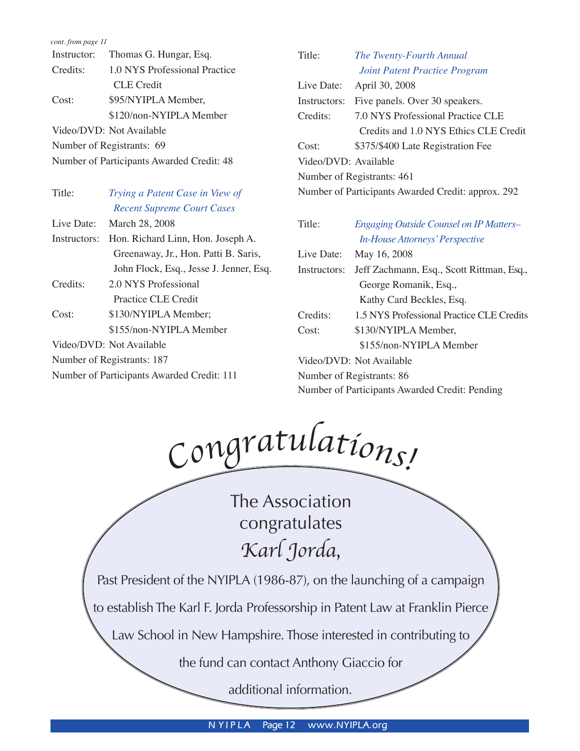*cont. from page 11*

Instructor: Thomas G. Hungar, Esq.
Credits: 1.0 NYS Professional Practice CLE Credit
Cost: $95/NYIPLA Member, $120/non-NYIPLA Member
Video/DVD: Not Available
Number of Registrants: 69
Number of Participants Awarded Credit: 48

Title: *Trying a Patent Case in View of Recent Supreme Court Cases*
Live Date: March 28, 2008
Instructors: Hon. Richard Linn, Hon. Joseph A. Greenaway, Jr., Hon. Patti B. Saris, John Flock, Esq., Jesse J. Jenner, Esq.
Credits: 2.0 NYS Professional Practice CLE Credit
Cost: $130/NYIPLA Member; $155/non-NYIPLA Member
Video/DVD: Not Available
Number of Registrants: 187
Number of Participants Awarded Credit: 111

Title: *The Twenty-Fourth Annual Joint Patent Practice Program*
Live Date: April 30, 2008
Instructors: Five panels. Over 30 speakers.
Credits: 7.0 NYS Professional Practice CLE Credits and 1.0 NYS Ethics CLE Credit
Cost: $375/$400 Late Registration Fee
Video/DVD: Available
Number of Registrants: 461
Number of Participants Awarded Credit: approx. 292

Title: *Engaging Outside Counsel on IP Matters– In-House Attorneys' Perspective*
Live Date: May 16, 2008
Instructors: Jeff Zachmann, Esq., Scott Rittman, Esq., George Romanik, Esq., Kathy Card Beckles, Esq.
Credits: 1.5 NYS Professional Practice CLE Credits
Cost: $130/NYIPLA Member, $155/non-NYIPLA Member
Video/DVD: Not Available
Number of Registrants: 86
Number of Participants Awarded Credit: Pending

# *Congratulations!*

The Association congratulates

*Karl Jorda,*

Past President of the NYIPLA (1986-87), on the launching of a campaign to establish The Karl F. Jorda Professorship in Patent Law at Franklin Pierce Law School in New Hampshire. Those interested in contributing to the fund can contact Anthony Giaccio for additional information.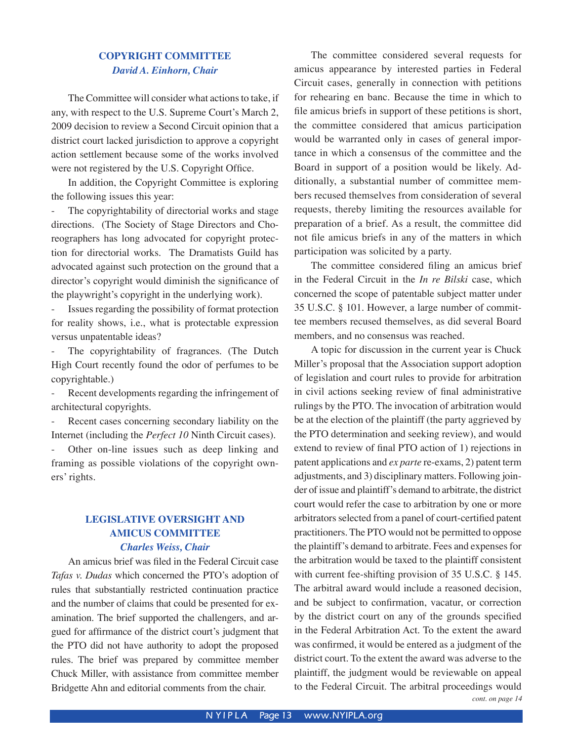## COPYRIGHT COMMITTEE
### *David A. Einhorn, Chair*

The Committee will consider what actions to take, if any, with respect to the U.S. Supreme Court's March 2, 2009 decision to review a Second Circuit opinion that a district court lacked jurisdiction to approve a copyright action settlement because some of the works involved were not registered by the U.S. Copyright Office.

In addition, the Copyright Committee is exploring the following issues this year:

- The copyrightability of directorial works and stage directions. (The Society of Stage Directors and Choreographers has long advocated for copyright protection for directorial works. The Dramatists Guild has advocated against such protection on the ground that a director's copyright would diminish the significance of the playwright's copyright in the underlying work).
- Issues regarding the possibility of format protection for reality shows, i.e., what is protectable expression versus unpatentable ideas?
- The copyrightability of fragrances. (The Dutch High Court recently found the odor of perfumes to be copyrightable.)
- Recent developments regarding the infringement of architectural copyrights.
- Recent cases concerning secondary liability on the Internet (including the *Perfect 10* Ninth Circuit cases).
- Other on-line issues such as deep linking and framing as possible violations of the copyright owners' rights.

## LEGISLATIVE OVERSIGHT AND AMICUS COMMITTEE
### *Charles Weiss, Chair*

An amicus brief was filed in the Federal Circuit case *Tafas v. Dudas* which concerned the PTO's adoption of rules that substantially restricted continuation practice and the number of claims that could be presented for examination. The brief supported the challengers, and argued for affirmance of the district court's judgment that the PTO did not have authority to adopt the proposed rules. The brief was prepared by committee member Chuck Miller, with assistance from committee member Bridgette Ahn and editorial comments from the chair.

The committee considered several requests for amicus appearance by interested parties in Federal Circuit cases, generally in connection with petitions for rehearing en banc. Because the time in which to file amicus briefs in support of these petitions is short, the committee considered that amicus participation would be warranted only in cases of general importance in which a consensus of the committee and the Board in support of a position would be likely. Additionally, a substantial number of committee members recused themselves from consideration of several requests, thereby limiting the resources available for preparation of a brief. As a result, the committee did not file amicus briefs in any of the matters in which participation was solicited by a party.

The committee considered filing an amicus brief in the Federal Circuit in the *In re Bilski* case, which concerned the scope of patentable subject matter under 35 U.S.C. § 101. However, a large number of committee members recused themselves, as did several Board members, and no consensus was reached.

A topic for discussion in the current year is Chuck Miller's proposal that the Association support adoption of legislation and court rules to provide for arbitration in civil actions seeking review of final administrative rulings by the PTO. The invocation of arbitration would be at the election of the plaintiff (the party aggrieved by the PTO determination and seeking review), and would extend to review of final PTO action of 1) rejections in patent applications and *ex parte* re-exams, 2) patent term adjustments, and 3) disciplinary matters. Following joinder of issue and plaintiff's demand to arbitrate, the district court would refer the case to arbitration by one or more arbitrators selected from a panel of court-certified patent practitioners. The PTO would not be permitted to oppose the plaintiff's demand to arbitrate. Fees and expenses for the arbitration would be taxed to the plaintiff consistent with current fee-shifting provision of 35 U.S.C. § 145. The arbitral award would include a reasoned decision, and be subject to confirmation, vacatur, or correction by the district court on any of the grounds specified in the Federal Arbitration Act. To the extent the award was confirmed, it would be entered as a judgment of the district court. To the extent the award was adverse to the plaintiff, the judgment would be reviewable on appeal to the Federal Circuit. The arbitral proceedings would

*cont. on page 14*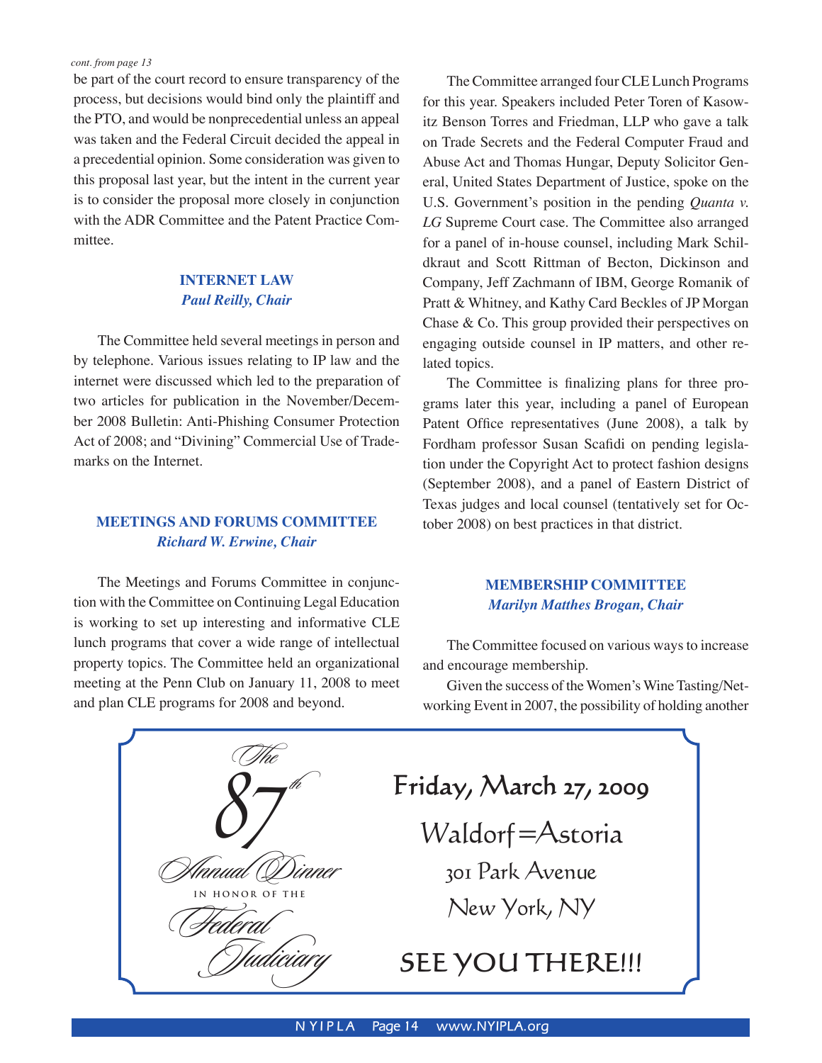*cont. from page 13*

be part of the court record to ensure transparency of the process, but decisions would bind only the plaintiff and the PTO, and would be nonprecedential unless an appeal was taken and the Federal Circuit decided the appeal in a precedential opinion. Some consideration was given to this proposal last year, but the intent in the current year is to consider the proposal more closely in conjunction with the ADR Committee and the Patent Practice Committee.

### INTERNET LAW
***Paul Reilly, Chair***

The Committee held several meetings in person and by telephone. Various issues relating to IP law and the internet were discussed which led to the preparation of two articles for publication in the November/December 2008 Bulletin: Anti-Phishing Consumer Protection Act of 2008; and "Divining" Commercial Use of Trademarks on the Internet.

### MEETINGS AND FORUMS COMMITTEE
***Richard W. Erwine, Chair***

The Meetings and Forums Committee in conjunction with the Committee on Continuing Legal Education is working to set up interesting and informative CLE lunch programs that cover a wide range of intellectual property topics. The Committee held an organizational meeting at the Penn Club on January 11, 2008 to meet and plan CLE programs for 2008 and beyond.

The Committee arranged four CLE Lunch Programs for this year. Speakers included Peter Toren of Kasowitz Benson Torres and Friedman, LLP who gave a talk on Trade Secrets and the Federal Computer Fraud and Abuse Act and Thomas Hungar, Deputy Solicitor General, United States Department of Justice, spoke on the U.S. Government's position in the pending *Quanta v. LG* Supreme Court case. The Committee also arranged for a panel of in-house counsel, including Mark Schildkraut and Scott Rittman of Becton, Dickinson and Company, Jeff Zachmann of IBM, George Romanik of Pratt & Whitney, and Kathy Card Beckles of JP Morgan Chase & Co. This group provided their perspectives on engaging outside counsel in IP matters, and other related topics.

The Committee is finalizing plans for three programs later this year, including a panel of European Patent Office representatives (June 2008), a talk by Fordham professor Susan Scafidi on pending legislation under the Copyright Act to protect fashion designs (September 2008), and a panel of Eastern District of Texas judges and local counsel (tentatively set for October 2008) on best practices in that district.

### MEMBERSHIP COMMITTEE
***Marilyn Matthes Brogan, Chair***

The Committee focused on various ways to increase and encourage membership.

Given the success of the Women's Wine Tasting/Networking Event in 2007, the possibility of holding another

---

*The 87th Annual Dinner*
IN HONOR OF THE
*Federal Judiciary*

**Friday, March 27, 2009**

Waldorf=Astoria
301 Park Avenue
New York, NY

**SEE YOU THERE!!!**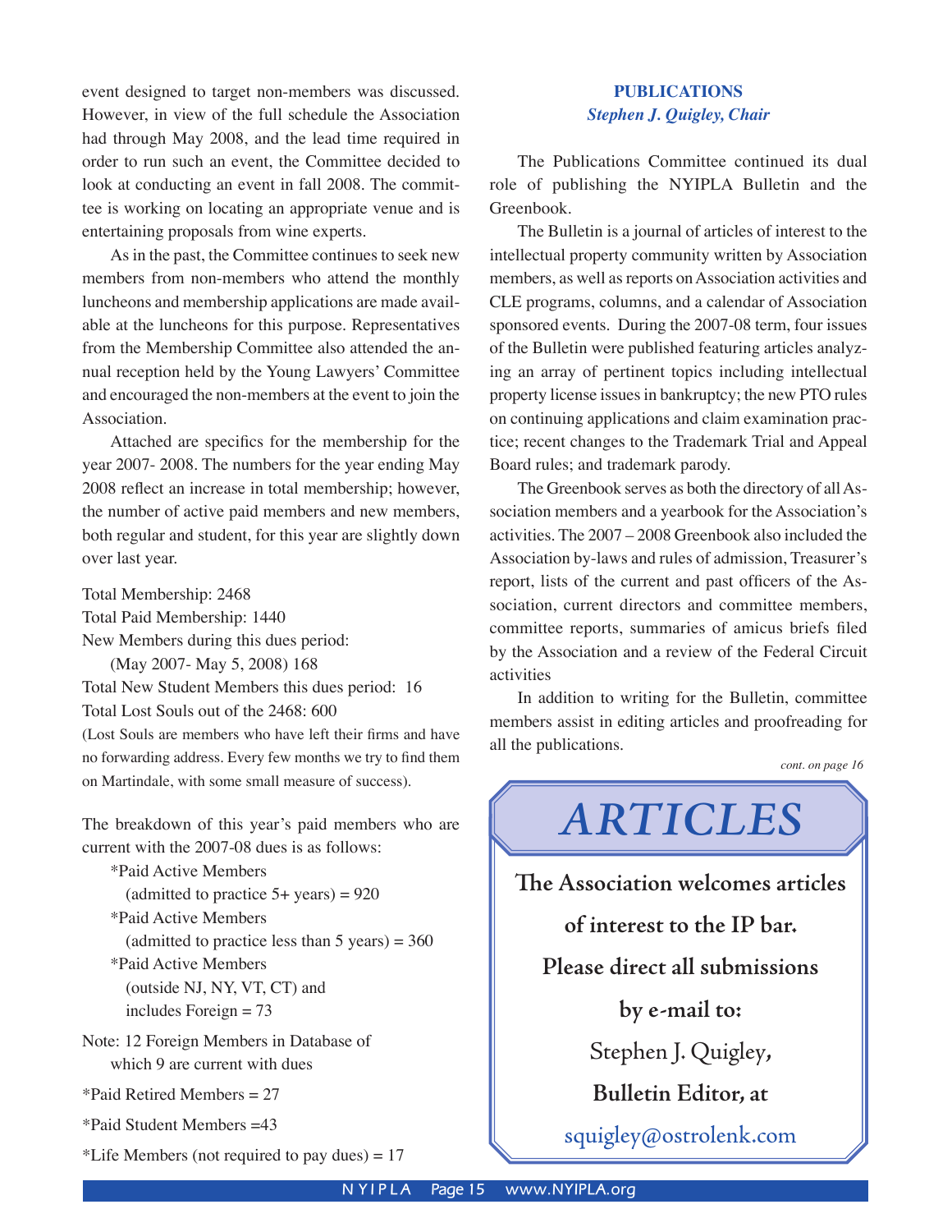event designed to target non-members was discussed. However, in view of the full schedule the Association had through May 2008, and the lead time required in order to run such an event, the Committee decided to look at conducting an event in fall 2008. The committee is working on locating an appropriate venue and is entertaining proposals from wine experts.

As in the past, the Committee continues to seek new members from non-members who attend the monthly luncheons and membership applications are made available at the luncheons for this purpose. Representatives from the Membership Committee also attended the annual reception held by the Young Lawyers' Committee and encouraged the non-members at the event to join the Association.

Attached are specifics for the membership for the year 2007- 2008. The numbers for the year ending May 2008 reflect an increase in total membership; however, the number of active paid members and new members, both regular and student, for this year are slightly down over last year.

Total Membership: 2468
Total Paid Membership: 1440
New Members during this dues period:
(May 2007- May 5, 2008) 168
Total New Student Members this dues period: 16
Total Lost Souls out of the 2468: 600
(Lost Souls are members who have left their firms and have no forwarding address. Every few months we try to find them on Martindale, with some small measure of success).

The breakdown of this year's paid members who are current with the 2007-08 dues is as follows:

*Paid Active Members
(admitted to practice 5+ years) = 920
*Paid Active Members
(admitted to practice less than 5 years) = 360
*Paid Active Members
(outside NJ, NY, VT, CT) and
includes Foreign = 73

Note: 12 Foreign Members in Database of which 9 are current with dues

*Paid Retired Members = 27

*Paid Student Members =43

*Life Members (not required to pay dues) = 17

## PUBLICATIONS
*Stephen J. Quigley, Chair*

The Publications Committee continued its dual role of publishing the NYIPLA Bulletin and the Greenbook.

The Bulletin is a journal of articles of interest to the intellectual property community written by Association members, as well as reports on Association activities and CLE programs, columns, and a calendar of Association sponsored events. During the 2007-08 term, four issues of the Bulletin were published featuring articles analyzing an array of pertinent topics including intellectual property license issues in bankruptcy; the new PTO rules on continuing applications and claim examination practice; recent changes to the Trademark Trial and Appeal Board rules; and trademark parody.

The Greenbook serves as both the directory of all Association members and a yearbook for the Association's activities. The 2007 – 2008 Greenbook also included the Association by-laws and rules of admission, Treasurer's report, lists of the current and past officers of the Association, current directors and committee members, committee reports, summaries of amicus briefs filed by the Association and a review of the Federal Circuit activities

In addition to writing for the Bulletin, committee members assist in editing articles and proofreading for all the publications.

*cont. on page 16*

## *ARTICLES*

**The Association welcomes articles of interest to the IP bar.**

**Please direct all submissions by e-mail to:**

Stephen J. Quigley,
**Bulletin Editor, at**

squigley@ostrolenk.com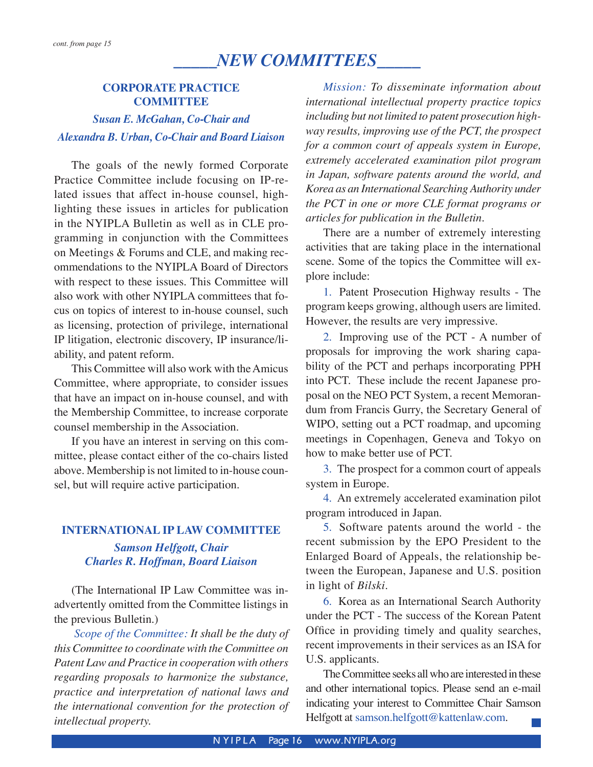*cont. from page 15*

# NEW COMMITTEES

## CORPORATE PRACTICE COMMITTEE

***Susan E. McGahan, Co-Chair and***
***Alexandra B. Urban, Co-Chair and Board Liaison***

The goals of the newly formed Corporate Practice Committee include focusing on IP-related issues that affect in-house counsel, highlighting these issues in articles for publication in the NYIPLA Bulletin as well as in CLE programming in conjunction with the Committees on Meetings & Forums and CLE, and making recommendations to the NYIPLA Board of Directors with respect to these issues. This Committee will also work with other NYIPLA committees that focus on topics of interest to in-house counsel, such as licensing, protection of privilege, international IP litigation, electronic discovery, IP insurance/liability, and patent reform.

This Committee will also work with the Amicus Committee, where appropriate, to consider issues that have an impact on in-house counsel, and with the Membership Committee, to increase corporate counsel membership in the Association.

If you have an interest in serving on this committee, please contact either of the co-chairs listed above. Membership is not limited to in-house counsel, but will require active participation.

## INTERNATIONAL IP LAW COMMITTEE

***Samson Helfgott, Chair***
***Charles R. Hoffman, Board Liaison***

(The International IP Law Committee was inadvertently omitted from the Committee listings in the previous Bulletin.)

*Scope of the Committee: It shall be the duty of this Committee to coordinate with the Committee on Patent Law and Practice in cooperation with others regarding proposals to harmonize the substance, practice and interpretation of national laws and the international convention for the protection of intellectual property.*

*Mission: To disseminate information about international intellectual property practice topics including but not limited to patent prosecution highway results, improving use of the PCT, the prospect for a common court of appeals system in Europe, extremely accelerated examination pilot program in Japan, software patents around the world, and Korea as an International Searching Authority under the PCT in one or more CLE format programs or articles for publication in the Bulletin.*

There are a number of extremely interesting activities that are taking place in the international scene. Some of the topics the Committee will explore include:

1. Patent Prosecution Highway results - The program keeps growing, although users are limited. However, the results are very impressive.

2. Improving use of the PCT - A number of proposals for improving the work sharing capability of the PCT and perhaps incorporating PPH into PCT. These include the recent Japanese proposal on the NEO PCT System, a recent Memorandum from Francis Gurry, the Secretary General of WIPO, setting out a PCT roadmap, and upcoming meetings in Copenhagen, Geneva and Tokyo on how to make better use of PCT.

3. The prospect for a common court of appeals system in Europe.

4. An extremely accelerated examination pilot program introduced in Japan.

5. Software patents around the world - the recent submission by the EPO President to the Enlarged Board of Appeals, the relationship between the European, Japanese and U.S. position in light of *Bilski*.

6. Korea as an International Search Authority under the PCT - The success of the Korean Patent Office in providing timely and quality searches, recent improvements in their services as an ISA for U.S. applicants.

The Committee seeks all who are interested in these and other international topics. Please send an e-mail indicating your interest to Committee Chair Samson Helfgott at samson.helfgott@kattenlaw.com.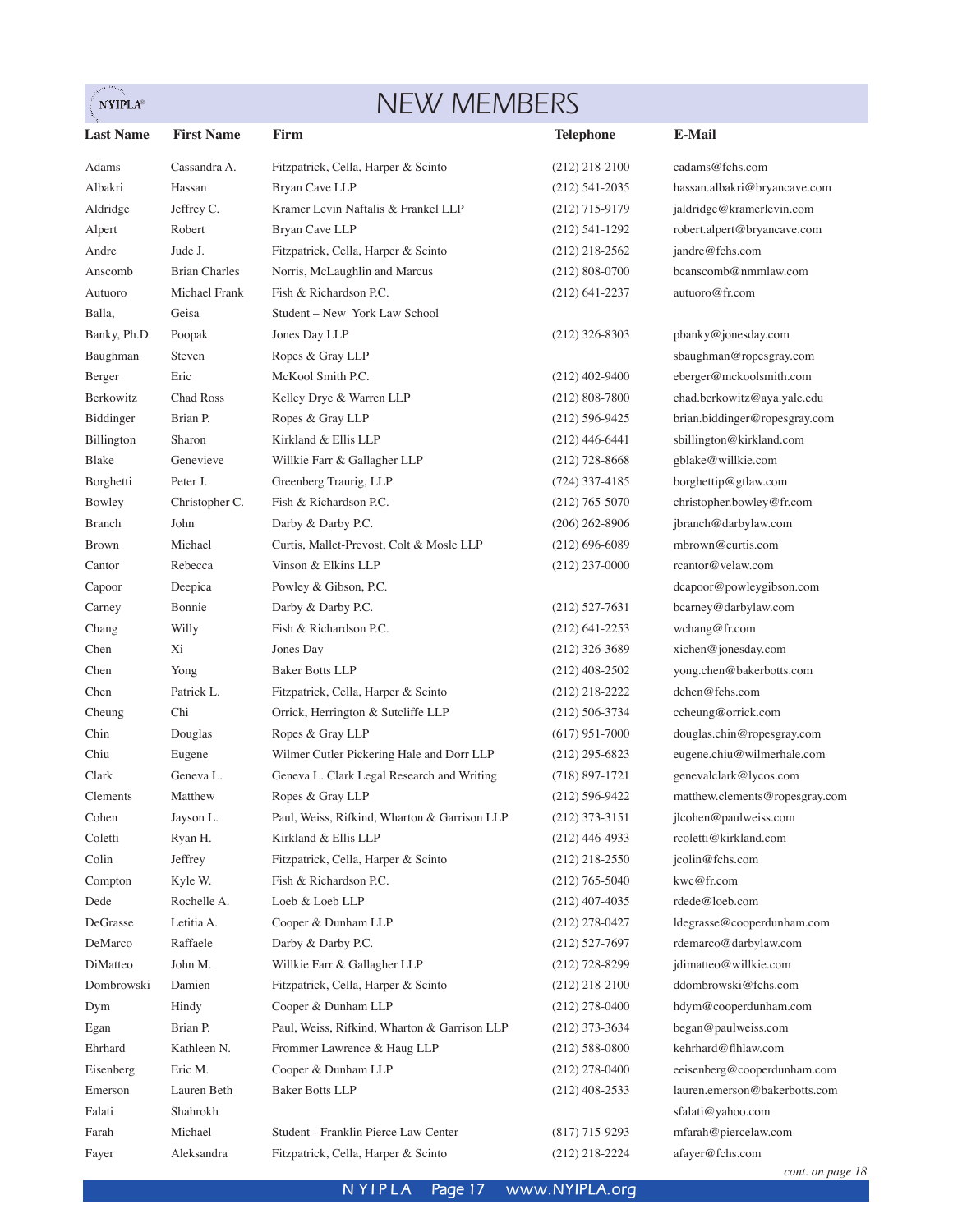# NEW MEMBERS

| Last Name | First Name | Firm | Telephone | E-Mail |
|---|---|---|---|---|
| Adams | Cassandra A. | Fitzpatrick, Cella, Harper & Scinto | (212) 218-2100 | cadams@fchs.com |
| Albakri | Hassan | Bryan Cave LLP | (212) 541-2035 | hassan.albakri@bryancave.com |
| Aldridge | Jeffrey C. | Kramer Levin Naftalis & Frankel LLP | (212) 715-9179 | jaldridge@kramerlevin.com |
| Alpert | Robert | Bryan Cave LLP | (212) 541-1292 | robert.alpert@bryancave.com |
| Andre | Jude J. | Fitzpatrick, Cella, Harper & Scinto | (212) 218-2562 | jandre@fchs.com |
| Anscomb | Brian Charles | Norris, McLaughlin and Marcus | (212) 808-0700 | bcanscomb@nmmlaw.com |
| Autuoro | Michael Frank | Fish & Richardson P.C. | (212) 641-2237 | autuoro@fr.com |
| Balla, | Geisa | Student – New York Law School | | |
| Banky, Ph.D. | Poopak | Jones Day LLP | (212) 326-8303 | pbanky@jonesday.com |
| Baughman | Steven | Ropes & Gray LLP | | sbaughman@ropesgray.com |
| Berger | Eric | McKool Smith P.C. | (212) 402-9400 | eberger@mckoolsmith.com |
| Berkowitz | Chad Ross | Kelley Drye & Warren LLP | (212) 808-7800 | chad.berkowitz@aya.yale.edu |
| Biddinger | Brian P. | Ropes & Gray LLP | (212) 596-9425 | brian.biddinger@ropesgray.com |
| Billington | Sharon | Kirkland & Ellis LLP | (212) 446-6441 | sbillington@kirkland.com |
| Blake | Genevieve | Willkie Farr & Gallagher LLP | (212) 728-8668 | gblake@willkie.com |
| Borghetti | Peter J. | Greenberg Traurig, LLP | (724) 337-4185 | borghettip@gtlaw.com |
| Bowley | Christopher C. | Fish & Richardson P.C. | (212) 765-5070 | christopher.bowley@fr.com |
| Branch | John | Darby & Darby P.C. | (206) 262-8906 | jbranch@darbylaw.com |
| Brown | Michael | Curtis, Mallet-Prevost, Colt & Mosle LLP | (212) 696-6089 | mbrown@curtis.com |
| Cantor | Rebecca | Vinson & Elkins LLP | (212) 237-0000 | rcantor@velaw.com |
| Capoor | Deepica | Powley & Gibson, P.C. | | dcapoor@powleygibson.com |
| Carney | Bonnie | Darby & Darby P.C. | (212) 527-7631 | bcarney@darbylaw.com |
| Chang | Willy | Fish & Richardson P.C. | (212) 641-2253 | wchang@fr.com |
| Chen | Xi | Jones Day | (212) 326-3689 | xichen@jonesday.com |
| Chen | Yong | Baker Botts LLP | (212) 408-2502 | yong.chen@bakerbotts.com |
| Chen | Patrick L. | Fitzpatrick, Cella, Harper & Scinto | (212) 218-2222 | dchen@fchs.com |
| Cheung | Chi | Orrick, Herrington & Sutcliffe LLP | (212) 506-3734 | ccheung@orrick.com |
| Chin | Douglas | Ropes & Gray LLP | (617) 951-7000 | douglas.chin@ropesgray.com |
| Chiu | Eugene | Wilmer Cutler Pickering Hale and Dorr LLP | (212) 295-6823 | eugene.chiu@wilmerhale.com |
| Clark | Geneva L. | Geneva L. Clark Legal Research and Writing | (718) 897-1721 | genevalclark@lycos.com |
| Clements | Matthew | Ropes & Gray LLP | (212) 596-9422 | matthew.clements@ropesgray.com |
| Cohen | Jayson L. | Paul, Weiss, Rifkind, Wharton & Garrison LLP | (212) 373-3151 | jlcohen@paulweiss.com |
| Coletti | Ryan H. | Kirkland & Ellis LLP | (212) 446-4933 | rcoletti@kirkland.com |
| Colin | Jeffrey | Fitzpatrick, Cella, Harper & Scinto | (212) 218-2550 | jcolin@fchs.com |
| Compton | Kyle W. | Fish & Richardson P.C. | (212) 765-5040 | kwc@fr.com |
| Dede | Rochelle A. | Loeb & Loeb LLP | (212) 407-4035 | rdede@loeb.com |
| DeGrasse | Letitia A. | Cooper & Dunham LLP | (212) 278-0427 | ldegrasse@cooperdunham.com |
| DeMarco | Raffaele | Darby & Darby P.C. | (212) 527-7697 | rdemarco@darbylaw.com |
| DiMatteo | John M. | Willkie Farr & Gallagher LLP | (212) 728-8299 | jdimatteo@willkie.com |
| Dombrowski | Damien | Fitzpatrick, Cella, Harper & Scinto | (212) 218-2100 | ddombrowski@fchs.com |
| Dym | Hindy | Cooper & Dunham LLP | (212) 278-0400 | hdym@cooperdunham.com |
| Egan | Brian P. | Paul, Weiss, Rifkind, Wharton & Garrison LLP | (212) 373-3634 | began@paulweiss.com |
| Ehrhard | Kathleen N. | Frommer Lawrence & Haug LLP | (212) 588-0800 | kehrhard@flhlaw.com |
| Eisenberg | Eric M. | Cooper & Dunham LLP | (212) 278-0400 | eeisenberg@cooperdunham.com |
| Emerson | Lauren Beth | Baker Botts LLP | (212) 408-2533 | lauren.emerson@bakerbotts.com |
| Falati | Shahrokh | | | sfalati@yahoo.com |
| Farah | Michael | Student - Franklin Pierce Law Center | (817) 715-9293 | mfarah@piercelaw.com |
| Fayer | Aleksandra | Fitzpatrick, Cella, Harper & Scinto | (212) 218-2224 | afayer@fchs.com |

*cont. on page 18*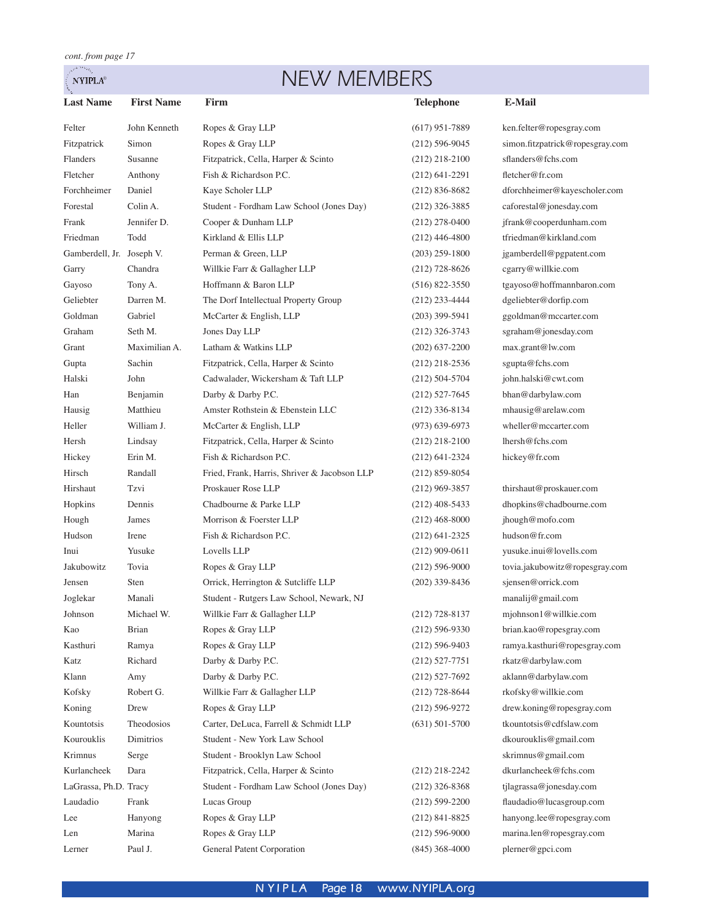*cont. from page 17*

# NEW MEMBERS

| Last Name | First Name | Firm | Telephone | E-Mail |
|---|---|---|---|---|
| Felter | John Kenneth | Ropes & Gray LLP | (617) 951-7889 | ken.felter@ropesgray.com |
| Fitzpatrick | Simon | Ropes & Gray LLP | (212) 596-9045 | simon.fitzpatrick@ropesgray.com |
| Flanders | Susanne | Fitzpatrick, Cella, Harper & Scinto | (212) 218-2100 | sflanders@fchs.com |
| Fletcher | Anthony | Fish & Richardson P.C. | (212) 641-2291 | fletcher@fr.com |
| Forchheimer | Daniel | Kaye Scholer LLP | (212) 836-8682 | dforchheimer@kayescholer.com |
| Forestal | Colin A. | Student - Fordham Law School (Jones Day) | (212) 326-3885 | caforestal@jonesday.com |
| Frank | Jennifer D. | Cooper & Dunham LLP | (212) 278-0400 | jfrank@cooperdunham.com |
| Friedman | Todd | Kirkland & Ellis LLP | (212) 446-4800 | tfriedman@kirkland.com |
| Gamberdell, Jr. | Joseph V. | Perman & Green, LLP | (203) 259-1800 | jgamberdell@pgpatent.com |
| Garry | Chandra | Willkie Farr & Gallagher LLP | (212) 728-8626 | cgarry@willkie.com |
| Gayoso | Tony A. | Hoffmann & Baron LLP | (516) 822-3550 | tgayoso@hoffmannbaron.com |
| Geliebter | Darren M. | The Dorf Intellectual Property Group | (212) 233-4444 | dgeliebter@dorfip.com |
| Goldman | Gabriel | McCarter & English, LLP | (203) 399-5941 | ggoldman@mccarter.com |
| Graham | Seth M. | Jones Day LLP | (212) 326-3743 | sgraham@jonesday.com |
| Grant | Maximilian A. | Latham & Watkins LLP | (202) 637-2200 | max.grant@lw.com |
| Gupta | Sachin | Fitzpatrick, Cella, Harper & Scinto | (212) 218-2536 | sgupta@fchs.com |
| Halski | John | Cadwalader, Wickersham & Taft LLP | (212) 504-5704 | john.halski@cwt.com |
| Han | Benjamin | Darby & Darby P.C. | (212) 527-7645 | bhan@darbylaw.com |
| Hausig | Matthieu | Amster Rothstein & Ebenstein LLC | (212) 336-8134 | mhausig@arelaw.com |
| Heller | William J. | McCarter & English, LLP | (973) 639-6973 | wheller@mccarter.com |
| Hersh | Lindsay | Fitzpatrick, Cella, Harper & Scinto | (212) 218-2100 | lhersh@fchs.com |
| Hickey | Erin M. | Fish & Richardson P.C. | (212) 641-2324 | hickey@fr.com |
| Hirsch | Randall | Fried, Frank, Harris, Shriver & Jacobson LLP | (212) 859-8054 | |
| Hirshaut | Tzvi | Proskauer Rose LLP | (212) 969-3857 | thirshaut@proskauer.com |
| Hopkins | Dennis | Chadbourne & Parke LLP | (212) 408-5433 | dhopkins@chadbourne.com |
| Hough | James | Morrison & Foerster LLP | (212) 468-8000 | jhough@mofo.com |
| Hudson | Irene | Fish & Richardson P.C. | (212) 641-2325 | hudson@fr.com |
| Inui | Yusuke | Lovells LLP | (212) 909-0611 | yusuke.inui@lovells.com |
| Jakubowitz | Tovia | Ropes & Gray LLP | (212) 596-9000 | tovia.jakubowitz@ropesgray.com |
| Jensen | Sten | Orrick, Herrington & Sutcliffe LLP | (202) 339-8436 | sjensen@orrick.com |
| Joglekar | Manali | Student - Rutgers Law School, Newark, NJ | | manalij@gmail.com |
| Johnson | Michael W. | Willkie Farr & Gallagher LLP | (212) 728-8137 | mjohnson1@willkie.com |
| Kao | Brian | Ropes & Gray LLP | (212) 596-9330 | brian.kao@ropesgray.com |
| Kasthuri | Ramya | Ropes & Gray LLP | (212) 596-9403 | ramya.kasthuri@ropesgray.com |
| Katz | Richard | Darby & Darby P.C. | (212) 527-7751 | rkatz@darbylaw.com |
| Klann | Amy | Darby & Darby P.C. | (212) 527-7692 | aklann@darbylaw.com |
| Kofsky | Robert G. | Willkie Farr & Gallagher LLP | (212) 728-8644 | rkofsky@willkie.com |
| Koning | Drew | Ropes & Gray LLP | (212) 596-9272 | drew.koning@ropesgray.com |
| Kountotsis | Theodosios | Carter, DeLuca, Farrell & Schmidt LLP | (631) 501-5700 | tkountotsis@cdfslaw.com |
| Kourouklis | Dimitrios | Student - New York Law School | | dkourouklis@gmail.com |
| Krimnus | Serge | Student - Brooklyn Law School | | skrimnus@gmail.com |
| Kurlancheek | Dara | Fitzpatrick, Cella, Harper & Scinto | (212) 218-2242 | dkurlancheek@fchs.com |
| LaGrassa, Ph.D. | Tracy | Student - Fordham Law School (Jones Day) | (212) 326-8368 | tjlagrassa@jonesday.com |
| Laudadio | Frank | Lucas Group | (212) 599-2200 | flaudadio@lucasgroup.com |
| Lee | Hanyong | Ropes & Gray LLP | (212) 841-8825 | hanyong.lee@ropesgray.com |
| Len | Marina | Ropes & Gray LLP | (212) 596-9000 | marina.len@ropesgray.com |
| Lerner | Paul J. | General Patent Corporation | (845) 368-4000 | plerner@gpci.com |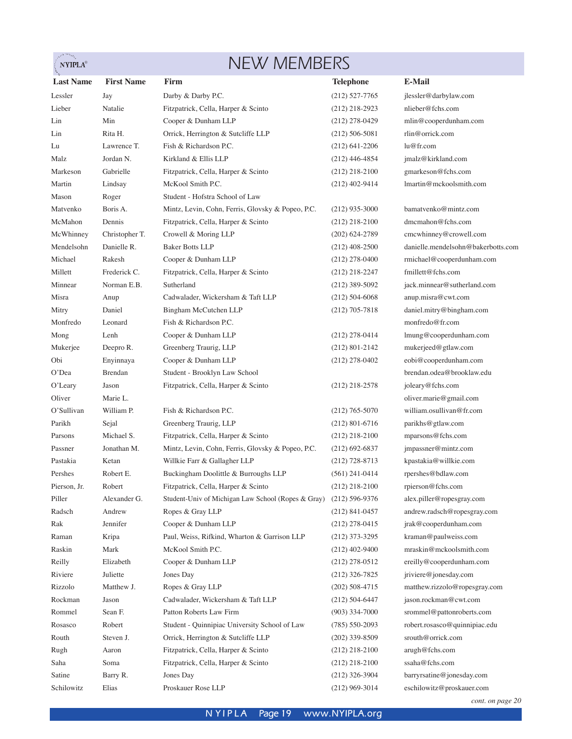# NEW MEMBERS

| Last Name | First Name | Firm | Telephone | E-Mail |
|---|---|---|---|---|
| Lessler | Jay | Darby & Darby P.C. | (212) 527-7765 | jlessler@darbylaw.com |
| Lieber | Natalie | Fitzpatrick, Cella, Harper & Scinto | (212) 218-2923 | nlieber@fchs.com |
| Lin | Min | Cooper & Dunham LLP | (212) 278-0429 | mlin@cooperdunham.com |
| Lin | Rita H. | Orrick, Herrington & Sutcliffe LLP | (212) 506-5081 | rlin@orrick.com |
| Lu | Lawrence T. | Fish & Richardson P.C. | (212) 641-2206 | lu@fr.com |
| Malz | Jordan N. | Kirkland & Ellis LLP | (212) 446-4854 | jmalz@kirkland.com |
| Markeson | Gabrielle | Fitzpatrick, Cella, Harper & Scinto | (212) 218-2100 | gmarkeson@fchs.com |
| Martin | Lindsay | McKool Smith P.C. | (212) 402-9414 | lmartin@mckoolsmith.com |
| Mason | Roger | Student - Hofstra School of Law | | |
| Matvenko | Boris A. | Mintz, Levin, Cohn, Ferris, Glovsky & Popeo, P.C. | (212) 935-3000 | bamatvenko@mintz.com |
| McMahon | Dennis | Fitzpatrick, Cella, Harper & Scinto | (212) 218-2100 | dmcmahon@fchs.com |
| McWhinney | Christopher T. | Crowell & Moring LLP | (202) 624-2789 | cmcwhinney@crowell.com |
| Mendelsohn | Danielle R. | Baker Botts LLP | (212) 408-2500 | danielle.mendelsohn@bakerbotts.com |
| Michael | Rakesh | Cooper & Dunham LLP | (212) 278-0400 | rmichael@cooperdunham.com |
| Millett | Frederick C. | Fitzpatrick, Cella, Harper & Scinto | (212) 218-2247 | fmillett@fchs.com |
| Minnear | Norman E.B. | Sutherland | (212) 389-5092 | jack.minnear@sutherland.com |
| Misra | Anup | Cadwalader, Wickersham & Taft LLP | (212) 504-6068 | anup.misra@cwt.com |
| Mitry | Daniel | Bingham McCutchen LLP | (212) 705-7818 | daniel.mitry@bingham.com |
| Monfredo | Leonard | Fish & Richardson P.C. | | monfredo@fr.com |
| Mong | Lenh | Cooper & Dunham LLP | (212) 278-0414 | lmung@cooperdunham.com |
| Mukerjee | Deepro R. | Greenberg Traurig, LLP | (212) 801-2142 | mukerjeed@gtlaw.com |
| Obi | Enyinnaya | Cooper & Dunham LLP | (212) 278-0402 | eobi@cooperdunham.com |
| O'Dea | Brendan | Student - Brooklyn Law School | | brendan.odea@brooklaw.edu |
| O'Leary | Jason | Fitzpatrick, Cella, Harper & Scinto | (212) 218-2578 | joleary@fchs.com |
| Oliver | Marie L. | | | oliver.marie@gmail.com |
| O'Sullivan | William P. | Fish & Richardson P.C. | (212) 765-5070 | william.osullivan@fr.com |
| Parikh | Sejal | Greenberg Traurig, LLP | (212) 801-6716 | parikhs@gtlaw.com |
| Parsons | Michael S. | Fitzpatrick, Cella, Harper & Scinto | (212) 218-2100 | mparsons@fchs.com |
| Passner | Jonathan M. | Mintz, Levin, Cohn, Ferris, Glovsky & Popeo, P.C. | (212) 692-6837 | jmpassner@mintz.com |
| Pastakia | Ketan | Willkie Farr & Gallagher LLP | (212) 728-8713 | kpastakia@willkie.com |
| Pershes | Robert E. | Buckingham Doolittle & Burroughs LLP | (561) 241-0414 | rpershes@bdlaw.com |
| Pierson, Jr. | Robert | Fitzpatrick, Cella, Harper & Scinto | (212) 218-2100 | rpierson@fchs.com |
| Piller | Alexander G. | Student-Univ of Michigan Law School (Ropes & Gray) | (212) 596-9376 | alex.piller@ropesgray.com |
| Radsch | Andrew | Ropes & Gray LLP | (212) 841-0457 | andrew.radsch@ropesgray.com |
| Rak | Jennifer | Cooper & Dunham LLP | (212) 278-0415 | jrak@cooperdunham.com |
| Raman | Kripa | Paul, Weiss, Rifkind, Wharton & Garrison LLP | (212) 373-3295 | kraman@paulweiss.com |
| Raskin | Mark | McKool Smith P.C. | (212) 402-9400 | mraskin@mckoolsmith.com |
| Reilly | Elizabeth | Cooper & Dunham LLP | (212) 278-0512 | ereilly@cooperdunham.com |
| Riviere | Juliette | Jones Day | (212) 326-7825 | jriviere@jonesday.com |
| Rizzolo | Matthew J. | Ropes & Gray LLP | (202) 508-4715 | matthew.rizzolo@ropesgray.com |
| Rockman | Jason | Cadwalader, Wickersham & Taft LLP | (212) 504-6447 | jason.rockman@cwt.com |
| Rommel | Sean F. | Patton Roberts Law Firm | (903) 334-7000 | srommel@pattonroberts.com |
| Rosasco | Robert | Student - Quinnipiac University School of Law | (785) 550-2093 | robert.rosasco@quinnipiac.edu |
| Routh | Steven J. | Orrick, Herrington & Sutcliffe LLP | (202) 339-8509 | srouth@orrick.com |
| Rugh | Aaron | Fitzpatrick, Cella, Harper & Scinto | (212) 218-2100 | arugh@fchs.com |
| Saha | Soma | Fitzpatrick, Cella, Harper & Scinto | (212) 218-2100 | ssaha@fchs.com |
| Satine | Barry R. | Jones Day | (212) 326-3904 | barryrsatine@jonesday.com |
| Schilowitz | Elias | Proskauer Rose LLP | (212) 969-3014 | eschilowitz@proskauer.com |

*cont. on page 20*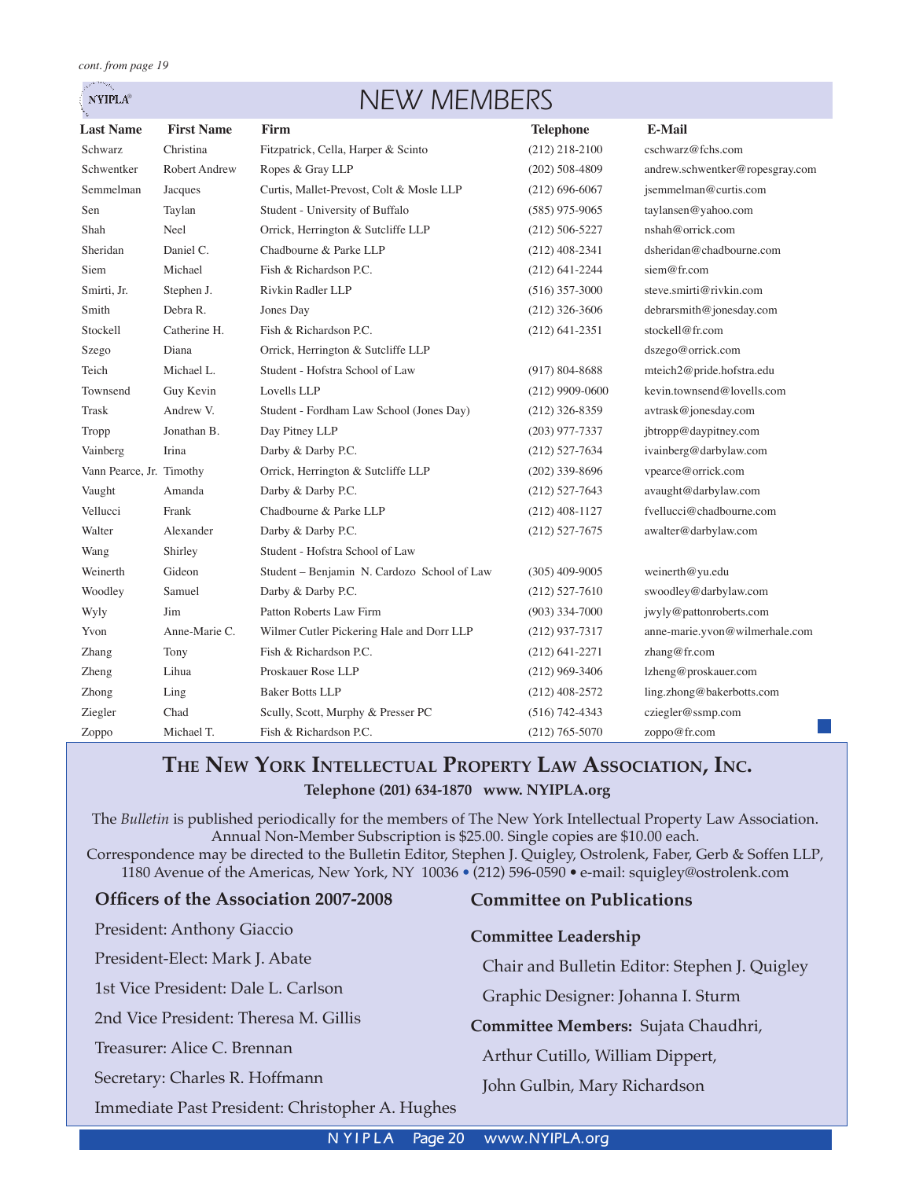*cont. from page 19*

# NEW MEMBERS

| Last Name | First Name | Firm | Telephone | E-Mail |
|---|---|---|---|---|
| Schwarz | Christina | Fitzpatrick, Cella, Harper & Scinto | (212) 218-2100 | cschwarz@fchs.com |
| Schwentker | Robert Andrew | Ropes & Gray LLP | (202) 508-4809 | andrew.schwentker@ropesgray.com |
| Semmelman | Jacques | Curtis, Mallet-Prevost, Colt & Mosle LLP | (212) 696-6067 | jsemmelman@curtis.com |
| Sen | Taylan | Student - University of Buffalo | (585) 975-9065 | taylansen@yahoo.com |
| Shah | Neel | Orrick, Herrington & Sutcliffe LLP | (212) 506-5227 | nshah@orrick.com |
| Sheridan | Daniel C. | Chadbourne & Parke LLP | (212) 408-2341 | dsheridan@chadbourne.com |
| Siem | Michael | Fish & Richardson P.C. | (212) 641-2244 | siem@fr.com |
| Smirti, Jr. | Stephen J. | Rivkin Radler LLP | (516) 357-3000 | steve.smirti@rivkin.com |
| Smith | Debra R. | Jones Day | (212) 326-3606 | debrarsmith@jonesday.com |
| Stockell | Catherine H. | Fish & Richardson P.C. | (212) 641-2351 | stockell@fr.com |
| Szego | Diana | Orrick, Herrington & Sutcliffe LLP | | dszego@orrick.com |
| Teich | Michael L. | Student - Hofstra School of Law | (917) 804-8688 | mteich2@pride.hofstra.edu |
| Townsend | Guy Kevin | Lovells LLP | (212) 9909-0600 | kevin.townsend@lovells.com |
| Trask | Andrew V. | Student - Fordham Law School (Jones Day) | (212) 326-8359 | avtrask@jonesday.com |
| Tropp | Jonathan B. | Day Pitney LLP | (203) 977-7337 | jbtropp@daypitney.com |
| Vainberg | Irina | Darby & Darby P.C. | (212) 527-7634 | ivainberg@darbylaw.com |
| Vann Pearce, Jr. | Timothy | Orrick, Herrington & Sutcliffe LLP | (202) 339-8696 | vpearce@orrick.com |
| Vaught | Amanda | Darby & Darby P.C. | (212) 527-7643 | avaught@darbylaw.com |
| Vellucci | Frank | Chadbourne & Parke LLP | (212) 408-1127 | fvellucci@chadbourne.com |
| Walter | Alexander | Darby & Darby P.C. | (212) 527-7675 | awalter@darbylaw.com |
| Wang | Shirley | Student - Hofstra School of Law | | |
| Weinerth | Gideon | Student – Benjamin N. Cardozo School of Law | (305) 409-9005 | weinerth@yu.edu |
| Woodley | Samuel | Darby & Darby P.C. | (212) 527-7610 | swoodley@darbylaw.com |
| Wyly | Jim | Patton Roberts Law Firm | (903) 334-7000 | jwyly@pattonroberts.com |
| Yvon | Anne-Marie C. | Wilmer Cutler Pickering Hale and Dorr LLP | (212) 937-7317 | anne-marie.yvon@wilmerhale.com |
| Zhang | Tony | Fish & Richardson P.C. | (212) 641-2271 | zhang@fr.com |
| Zheng | Lihua | Proskauer Rose LLP | (212) 969-3406 | lzheng@proskauer.com |
| Zhong | Ling | Baker Botts LLP | (212) 408-2572 | ling.zhong@bakerbotts.com |
| Ziegler | Chad | Scully, Scott, Murphy & Presser PC | (516) 742-4343 | cziegler@ssmp.com |
| Zoppo | Michael T. | Fish & Richardson P.C. | (212) 765-5070 | zoppo@fr.com |

## The New York Intellectual Property Law Association, Inc.

**Telephone (201) 634-1870 www. NYIPLA.org**

The *Bulletin* is published periodically for the members of The New York Intellectual Property Law Association. Annual Non-Member Subscription is $25.00. Single copies are $10.00 each.
Correspondence may be directed to the Bulletin Editor, Stephen J. Quigley, Ostrolenk, Faber, Gerb & Soffen LLP, 1180 Avenue of the Americas, New York, NY 10036 • (212) 596-0590 • e-mail: squigley@ostrolenk.com

### Officers of the Association 2007-2008

President: Anthony Giaccio

President-Elect: Mark J. Abate

1st Vice President: Dale L. Carlson

2nd Vice President: Theresa M. Gillis

Treasurer: Alice C. Brennan

Secretary: Charles R. Hoffmann

Immediate Past President: Christopher A. Hughes

### Committee on Publications

**Committee Leadership**

Chair and Bulletin Editor: Stephen J. Quigley

Graphic Designer: Johanna I. Sturm

**Committee Members:** Sujata Chaudhri, Arthur Cutillo, William Dippert, John Gulbin, Mary Richardson